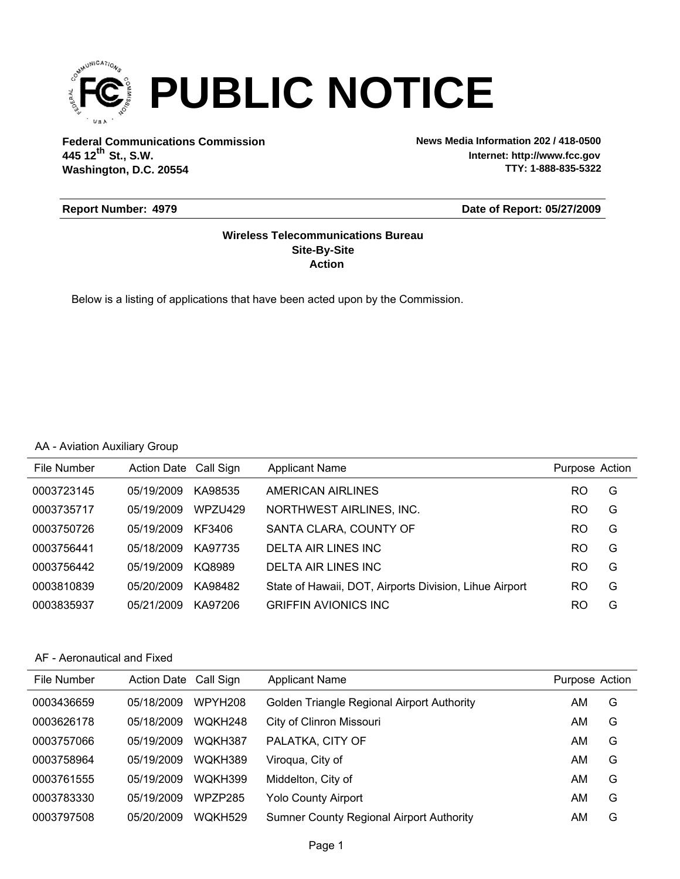# PUBLIC NOTICE

**Federal Communications Commission**
**445 12th St., S.W.**
**Washington, D.C. 20554**

**News Media Information 202 / 418-0500**
**Internet: http://www.fcc.gov**
**TTY: 1-888-835-5322**

**Report Number: 4979** **Date of Report: 05/27/2009**

**Wireless Telecommunications Bureau**
**Site-By-Site**
**Action**

Below is a listing of applications that have been acted upon by the Commission.

AA - Aviation Auxiliary Group

| File Number | Action Date | Call Sign | Applicant Name | Purpose | Action |
|---|---|---|---|---|---|
| 0003723145 | 05/19/2009 | KA98535 | AMERICAN AIRLINES | RO | G |
| 0003735717 | 05/19/2009 | WPZU429 | NORTHWEST AIRLINES, INC. | RO | G |
| 0003750726 | 05/19/2009 | KF3406 | SANTA CLARA, COUNTY OF | RO | G |
| 0003756441 | 05/18/2009 | KA97735 | DELTA AIR LINES INC | RO | G |
| 0003756442 | 05/19/2009 | KQ8989 | DELTA AIR LINES INC | RO | G |
| 0003810839 | 05/20/2009 | KA98482 | State of Hawaii, DOT, Airports Division, Lihue Airport | RO | G |
| 0003835937 | 05/21/2009 | KA97206 | GRIFFIN AVIONICS INC | RO | G |

AF - Aeronautical and Fixed

| File Number | Action Date | Call Sign | Applicant Name | Purpose | Action |
|---|---|---|---|---|---|
| 0003436659 | 05/18/2009 | WPYH208 | Golden Triangle Regional Airport Authority | AM | G |
| 0003626178 | 05/18/2009 | WQKH248 | City of Clinron Missouri | AM | G |
| 0003757066 | 05/19/2009 | WQKH387 | PALATKA, CITY OF | AM | G |
| 0003758964 | 05/19/2009 | WQKH389 | Viroqua, City of | AM | G |
| 0003761555 | 05/19/2009 | WQKH399 | Middelton, City of | AM | G |
| 0003783330 | 05/19/2009 | WPZP285 | Yolo County Airport | AM | G |
| 0003797508 | 05/20/2009 | WQKH529 | Sumner County Regional Airport Authority | AM | G |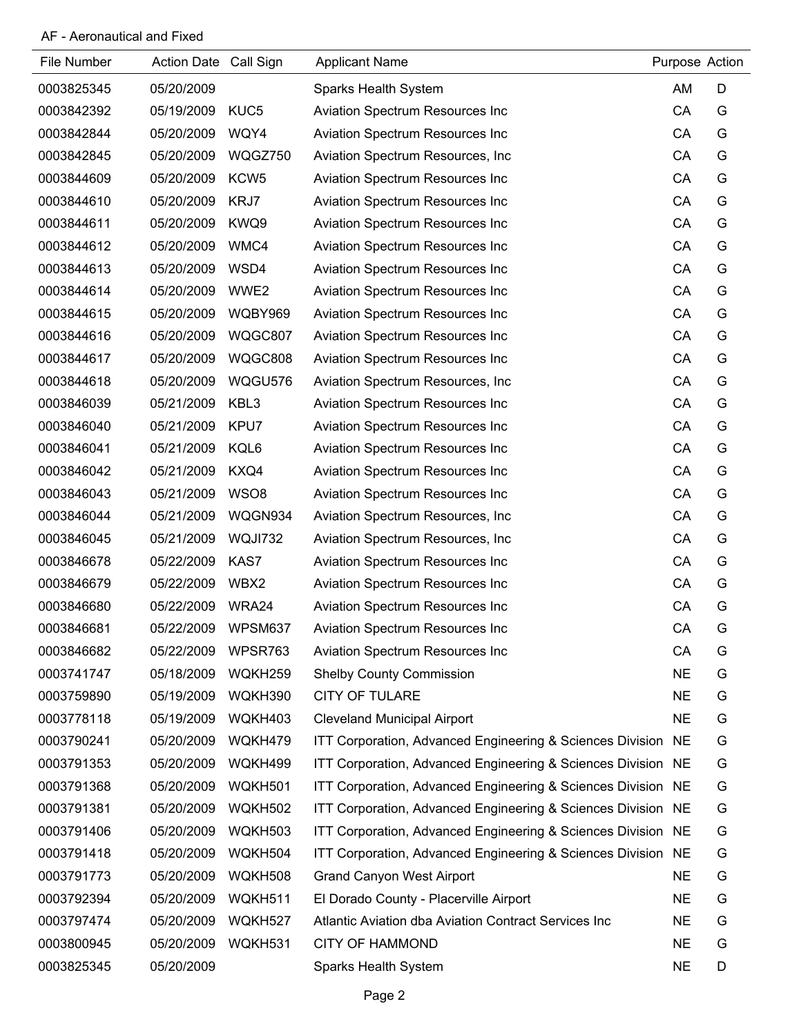AF - Aeronautical and Fixed

| File Number | Action Date | Call Sign | Applicant Name | Purpose | Action |
|---|---|---|---|---|---|
| 0003825345 | 05/20/2009 | | Sparks Health System | AM | D |
| 0003842392 | 05/19/2009 | KUC5 | Aviation Spectrum Resources Inc | CA | G |
| 0003842844 | 05/20/2009 | WQY4 | Aviation Spectrum Resources Inc | CA | G |
| 0003842845 | 05/20/2009 | WQGZ750 | Aviation Spectrum Resources, Inc | CA | G |
| 0003844609 | 05/20/2009 | KCW5 | Aviation Spectrum Resources Inc | CA | G |
| 0003844610 | 05/20/2009 | KRJ7 | Aviation Spectrum Resources Inc | CA | G |
| 0003844611 | 05/20/2009 | KWQ9 | Aviation Spectrum Resources Inc | CA | G |
| 0003844612 | 05/20/2009 | WMC4 | Aviation Spectrum Resources Inc | CA | G |
| 0003844613 | 05/20/2009 | WSD4 | Aviation Spectrum Resources Inc | CA | G |
| 0003844614 | 05/20/2009 | WWE2 | Aviation Spectrum Resources Inc | CA | G |
| 0003844615 | 05/20/2009 | WQBY969 | Aviation Spectrum Resources Inc | CA | G |
| 0003844616 | 05/20/2009 | WQGC807 | Aviation Spectrum Resources Inc | CA | G |
| 0003844617 | 05/20/2009 | WQGC808 | Aviation Spectrum Resources Inc | CA | G |
| 0003844618 | 05/20/2009 | WQGU576 | Aviation Spectrum Resources, Inc | CA | G |
| 0003846039 | 05/21/2009 | KBL3 | Aviation Spectrum Resources Inc | CA | G |
| 0003846040 | 05/21/2009 | KPU7 | Aviation Spectrum Resources Inc | CA | G |
| 0003846041 | 05/21/2009 | KQL6 | Aviation Spectrum Resources Inc | CA | G |
| 0003846042 | 05/21/2009 | KXQ4 | Aviation Spectrum Resources Inc | CA | G |
| 0003846043 | 05/21/2009 | WSO8 | Aviation Spectrum Resources Inc | CA | G |
| 0003846044 | 05/21/2009 | WQGN934 | Aviation Spectrum Resources, Inc | CA | G |
| 0003846045 | 05/21/2009 | WQJI732 | Aviation Spectrum Resources, Inc | CA | G |
| 0003846678 | 05/22/2009 | KAS7 | Aviation Spectrum Resources Inc | CA | G |
| 0003846679 | 05/22/2009 | WBX2 | Aviation Spectrum Resources Inc | CA | G |
| 0003846680 | 05/22/2009 | WRA24 | Aviation Spectrum Resources Inc | CA | G |
| 0003846681 | 05/22/2009 | WPSM637 | Aviation Spectrum Resources Inc | CA | G |
| 0003846682 | 05/22/2009 | WPSR763 | Aviation Spectrum Resources Inc | CA | G |
| 0003741747 | 05/18/2009 | WQKH259 | Shelby County Commission | NE | G |
| 0003759890 | 05/19/2009 | WQKH390 | CITY OF TULARE | NE | G |
| 0003778118 | 05/19/2009 | WQKH403 | Cleveland Municipal Airport | NE | G |
| 0003790241 | 05/20/2009 | WQKH479 | ITT Corporation, Advanced Engineering & Sciences Division | NE | G |
| 0003791353 | 05/20/2009 | WQKH499 | ITT Corporation, Advanced Engineering & Sciences Division | NE | G |
| 0003791368 | 05/20/2009 | WQKH501 | ITT Corporation, Advanced Engineering & Sciences Division | NE | G |
| 0003791381 | 05/20/2009 | WQKH502 | ITT Corporation, Advanced Engineering & Sciences Division | NE | G |
| 0003791406 | 05/20/2009 | WQKH503 | ITT Corporation, Advanced Engineering & Sciences Division | NE | G |
| 0003791418 | 05/20/2009 | WQKH504 | ITT Corporation, Advanced Engineering & Sciences Division | NE | G |
| 0003791773 | 05/20/2009 | WQKH508 | Grand Canyon West Airport | NE | G |
| 0003792394 | 05/20/2009 | WQKH511 | El Dorado County - Placerville Airport | NE | G |
| 0003797474 | 05/20/2009 | WQKH527 | Atlantic Aviation dba Aviation Contract Services Inc | NE | G |
| 0003800945 | 05/20/2009 | WQKH531 | CITY OF HAMMOND | NE | G |
| 0003825345 | 05/20/2009 | | Sparks Health System | NE | D |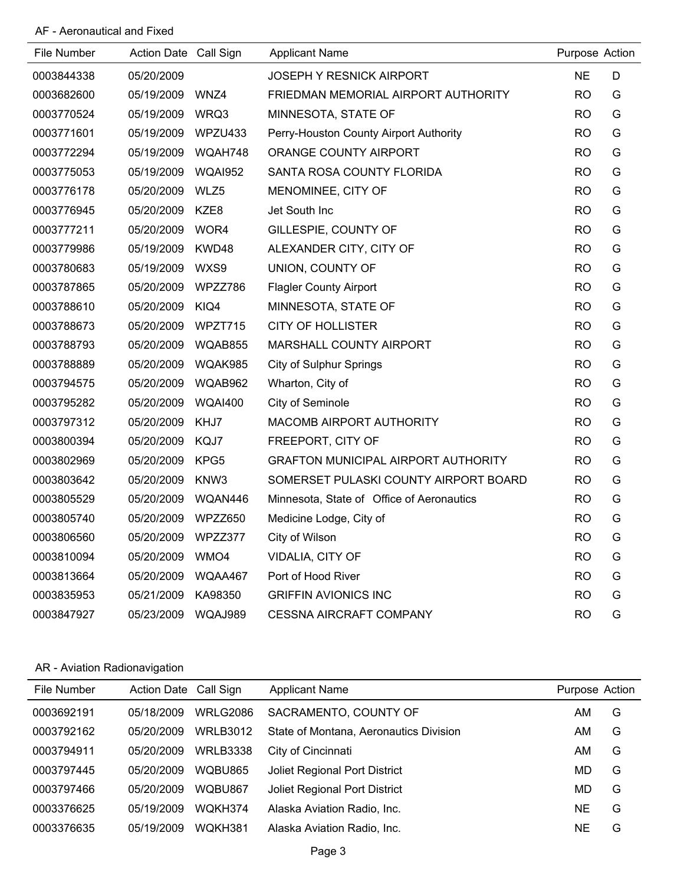AF - Aeronautical and Fixed

| File Number | Action Date | Call Sign | Applicant Name | Purpose | Action |
|---|---|---|---|---|---|
| 0003844338 | 05/20/2009 | | JOSEPH Y RESNICK AIRPORT | NE | D |
| 0003682600 | 05/19/2009 | WNZ4 | FRIEDMAN MEMORIAL AIRPORT AUTHORITY | RO | G |
| 0003770524 | 05/19/2009 | WRQ3 | MINNESOTA, STATE OF | RO | G |
| 0003771601 | 05/19/2009 | WPZU433 | Perry-Houston County Airport Authority | RO | G |
| 0003772294 | 05/19/2009 | WQAH748 | ORANGE COUNTY AIRPORT | RO | G |
| 0003775053 | 05/19/2009 | WQAI952 | SANTA ROSA COUNTY FLORIDA | RO | G |
| 0003776178 | 05/20/2009 | WLZ5 | MENOMINEE, CITY OF | RO | G |
| 0003776945 | 05/20/2009 | KZE8 | Jet South Inc | RO | G |
| 0003777211 | 05/20/2009 | WOR4 | GILLESPIE, COUNTY OF | RO | G |
| 0003779986 | 05/19/2009 | KWD48 | ALEXANDER CITY, CITY OF | RO | G |
| 0003780683 | 05/19/2009 | WXS9 | UNION, COUNTY OF | RO | G |
| 0003787865 | 05/20/2009 | WPZZ786 | Flagler County Airport | RO | G |
| 0003788610 | 05/20/2009 | KIQ4 | MINNESOTA, STATE OF | RO | G |
| 0003788673 | 05/20/2009 | WPZT715 | CITY OF HOLLISTER | RO | G |
| 0003788793 | 05/20/2009 | WQAB855 | MARSHALL COUNTY AIRPORT | RO | G |
| 0003788889 | 05/20/2009 | WQAK985 | City of Sulphur Springs | RO | G |
| 0003794575 | 05/20/2009 | WQAB962 | Wharton, City of | RO | G |
| 0003795282 | 05/20/2009 | WQAI400 | City of Seminole | RO | G |
| 0003797312 | 05/20/2009 | KHJ7 | MACOMB AIRPORT AUTHORITY | RO | G |
| 0003800394 | 05/20/2009 | KQJ7 | FREEPORT, CITY OF | RO | G |
| 0003802969 | 05/20/2009 | KPG5 | GRAFTON MUNICIPAL AIRPORT AUTHORITY | RO | G |
| 0003803642 | 05/20/2009 | KNW3 | SOMERSET PULASKI COUNTY AIRPORT BOARD | RO | G |
| 0003805529 | 05/20/2009 | WQAN446 | Minnesota, State of Office of Aeronautics | RO | G |
| 0003805740 | 05/20/2009 | WPZZ650 | Medicine Lodge, City of | RO | G |
| 0003806560 | 05/20/2009 | WPZZ377 | City of Wilson | RO | G |
| 0003810094 | 05/20/2009 | WMO4 | VIDALIA, CITY OF | RO | G |
| 0003813664 | 05/20/2009 | WQAA467 | Port of Hood River | RO | G |
| 0003835953 | 05/21/2009 | KA98350 | GRIFFIN AVIONICS INC | RO | G |
| 0003847927 | 05/23/2009 | WQAJ989 | CESSNA AIRCRAFT COMPANY | RO | G |

AR - Aviation Radionavigation

| File Number | Action Date | Call Sign | Applicant Name | Purpose | Action |
|---|---|---|---|---|---|
| 0003692191 | 05/18/2009 | WRLG2086 | SACRAMENTO, COUNTY OF | AM | G |
| 0003792162 | 05/20/2009 | WRLB3012 | State of Montana, Aeronautics Division | AM | G |
| 0003794911 | 05/20/2009 | WRLB3338 | City of Cincinnati | AM | G |
| 0003797445 | 05/20/2009 | WQBU865 | Joliet Regional Port District | MD | G |
| 0003797466 | 05/20/2009 | WQBU867 | Joliet Regional Port District | MD | G |
| 0003376625 | 05/19/2009 | WQKH374 | Alaska Aviation Radio, Inc. | NE | G |
| 0003376635 | 05/19/2009 | WQKH381 | Alaska Aviation Radio, Inc. | NE | G |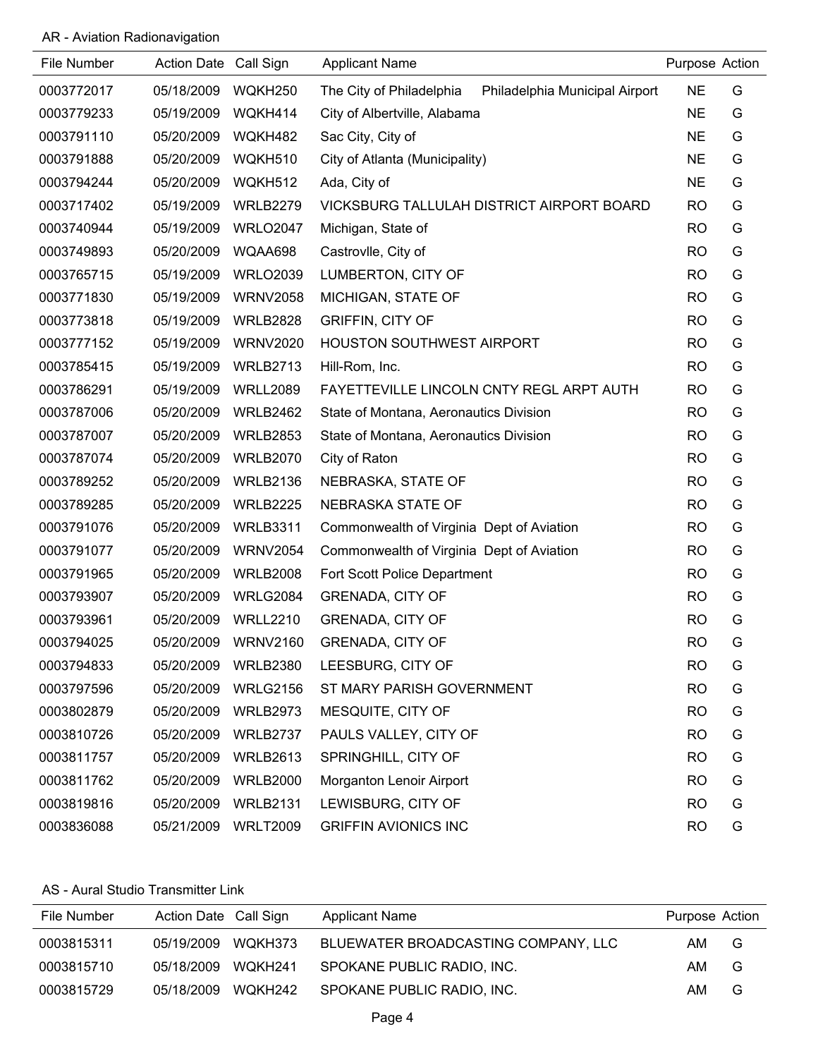AR - Aviation Radionavigation

| File Number | Action Date | Call Sign | Applicant Name | Purpose | Action |
|---|---|---|---|---|---|
| 0003772017 | 05/18/2009 | WQKH250 | The City of Philadelphia    Philadelphia Municipal Airport | NE | G |
| 0003779233 | 05/19/2009 | WQKH414 | City of Albertville, Alabama | NE | G |
| 0003791110 | 05/20/2009 | WQKH482 | Sac City, City of | NE | G |
| 0003791888 | 05/20/2009 | WQKH510 | City of Atlanta (Municipality) | NE | G |
| 0003794244 | 05/20/2009 | WQKH512 | Ada, City of | NE | G |
| 0003717402 | 05/19/2009 | WRLB2279 | VICKSBURG TALLULAH DISTRICT AIRPORT BOARD | RO | G |
| 0003740944 | 05/19/2009 | WRLO2047 | Michigan, State of | RO | G |
| 0003749893 | 05/20/2009 | WQAA698 | Castrovlle, City of | RO | G |
| 0003765715 | 05/19/2009 | WRLO2039 | LUMBERTON, CITY OF | RO | G |
| 0003771830 | 05/19/2009 | WRNV2058 | MICHIGAN, STATE OF | RO | G |
| 0003773818 | 05/19/2009 | WRLB2828 | GRIFFIN, CITY OF | RO | G |
| 0003777152 | 05/19/2009 | WRNV2020 | HOUSTON SOUTHWEST AIRPORT | RO | G |
| 0003785415 | 05/19/2009 | WRLB2713 | Hill-Rom, Inc. | RO | G |
| 0003786291 | 05/19/2009 | WRLL2089 | FAYETTEVILLE LINCOLN CNTY REGL ARPT AUTH | RO | G |
| 0003787006 | 05/20/2009 | WRLB2462 | State of Montana, Aeronautics Division | RO | G |
| 0003787007 | 05/20/2009 | WRLB2853 | State of Montana, Aeronautics Division | RO | G |
| 0003787074 | 05/20/2009 | WRLB2070 | City of Raton | RO | G |
| 0003789252 | 05/20/2009 | WRLB2136 | NEBRASKA, STATE OF | RO | G |
| 0003789285 | 05/20/2009 | WRLB2225 | NEBRASKA STATE OF | RO | G |
| 0003791076 | 05/20/2009 | WRLB3311 | Commonwealth of Virginia  Dept of Aviation | RO | G |
| 0003791077 | 05/20/2009 | WRNV2054 | Commonwealth of Virginia  Dept of Aviation | RO | G |
| 0003791965 | 05/20/2009 | WRLB2008 | Fort Scott Police Department | RO | G |
| 0003793907 | 05/20/2009 | WRLG2084 | GRENADA, CITY OF | RO | G |
| 0003793961 | 05/20/2009 | WRLL2210 | GRENADA, CITY OF | RO | G |
| 0003794025 | 05/20/2009 | WRNV2160 | GRENADA, CITY OF | RO | G |
| 0003794833 | 05/20/2009 | WRLB2380 | LEESBURG, CITY OF | RO | G |
| 0003797596 | 05/20/2009 | WRLG2156 | ST MARY PARISH GOVERNMENT | RO | G |
| 0003802879 | 05/20/2009 | WRLB2973 | MESQUITE, CITY OF | RO | G |
| 0003810726 | 05/20/2009 | WRLB2737 | PAULS VALLEY, CITY OF | RO | G |
| 0003811757 | 05/20/2009 | WRLB2613 | SPRINGHILL, CITY OF | RO | G |
| 0003811762 | 05/20/2009 | WRLB2000 | Morganton Lenoir Airport | RO | G |
| 0003819816 | 05/20/2009 | WRLB2131 | LEWISBURG, CITY OF | RO | G |
| 0003836088 | 05/21/2009 | WRLT2009 | GRIFFIN AVIONICS INC | RO | G |

AS - Aural Studio Transmitter Link

| File Number | Action Date | Call Sign | Applicant Name | Purpose | Action |
|---|---|---|---|---|---|
| 0003815311 | 05/19/2009 | WQKH373 | BLUEWATER BROADCASTING COMPANY, LLC | AM | G |
| 0003815710 | 05/18/2009 | WQKH241 | SPOKANE PUBLIC RADIO, INC. | AM | G |
| 0003815729 | 05/18/2009 | WQKH242 | SPOKANE PUBLIC RADIO, INC. | AM | G |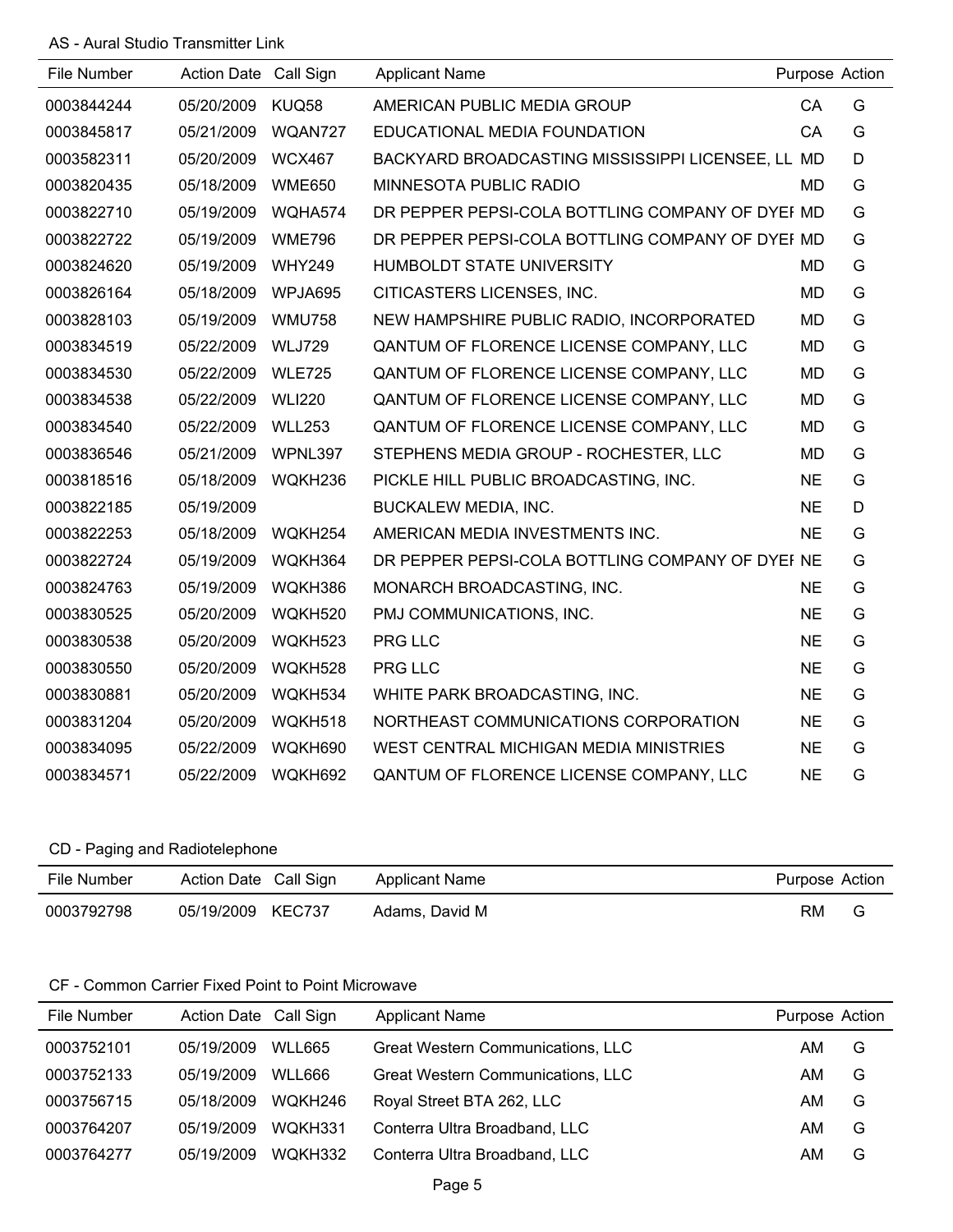AS - Aural Studio Transmitter Link

| File Number | Action Date | Call Sign | Applicant Name | Purpose | Action |
|---|---|---|---|---|---|
| 0003844244 | 05/20/2009 | KUQ58 | AMERICAN PUBLIC MEDIA GROUP | CA | G |
| 0003845817 | 05/21/2009 | WQAN727 | EDUCATIONAL MEDIA FOUNDATION | CA | G |
| 0003582311 | 05/20/2009 | WCX467 | BACKYARD BROADCASTING MISSISSIPPI LICENSEE, LL | MD | D |
| 0003820435 | 05/18/2009 | WME650 | MINNESOTA PUBLIC RADIO | MD | G |
| 0003822710 | 05/19/2009 | WQHA574 | DR PEPPER PEPSI-COLA BOTTLING COMPANY OF DYEI | MD | G |
| 0003822722 | 05/19/2009 | WME796 | DR PEPPER PEPSI-COLA BOTTLING COMPANY OF DYEI | MD | G |
| 0003824620 | 05/19/2009 | WHY249 | HUMBOLDT STATE UNIVERSITY | MD | G |
| 0003826164 | 05/18/2009 | WPJA695 | CITICASTERS LICENSES, INC. | MD | G |
| 0003828103 | 05/19/2009 | WMU758 | NEW HAMPSHIRE PUBLIC RADIO, INCORPORATED | MD | G |
| 0003834519 | 05/22/2009 | WLJ729 | QANTUM OF FLORENCE LICENSE COMPANY, LLC | MD | G |
| 0003834530 | 05/22/2009 | WLE725 | QANTUM OF FLORENCE LICENSE COMPANY, LLC | MD | G |
| 0003834538 | 05/22/2009 | WLI220 | QANTUM OF FLORENCE LICENSE COMPANY, LLC | MD | G |
| 0003834540 | 05/22/2009 | WLL253 | QANTUM OF FLORENCE LICENSE COMPANY, LLC | MD | G |
| 0003836546 | 05/21/2009 | WPNL397 | STEPHENS MEDIA GROUP - ROCHESTER, LLC | MD | G |
| 0003818516 | 05/18/2009 | WQKH236 | PICKLE HILL PUBLIC BROADCASTING, INC. | NE | G |
| 0003822185 | 05/19/2009 | | BUCKALEW MEDIA, INC. | NE | D |
| 0003822253 | 05/18/2009 | WQKH254 | AMERICAN MEDIA INVESTMENTS INC. | NE | G |
| 0003822724 | 05/19/2009 | WQKH364 | DR PEPPER PEPSI-COLA BOTTLING COMPANY OF DYEI | NE | G |
| 0003824763 | 05/19/2009 | WQKH386 | MONARCH BROADCASTING, INC. | NE | G |
| 0003830525 | 05/20/2009 | WQKH520 | PMJ COMMUNICATIONS, INC. | NE | G |
| 0003830538 | 05/20/2009 | WQKH523 | PRG LLC | NE | G |
| 0003830550 | 05/20/2009 | WQKH528 | PRG LLC | NE | G |
| 0003830881 | 05/20/2009 | WQKH534 | WHITE PARK BROADCASTING, INC. | NE | G |
| 0003831204 | 05/20/2009 | WQKH518 | NORTHEAST COMMUNICATIONS CORPORATION | NE | G |
| 0003834095 | 05/22/2009 | WQKH690 | WEST CENTRAL MICHIGAN MEDIA MINISTRIES | NE | G |
| 0003834571 | 05/22/2009 | WQKH692 | QANTUM OF FLORENCE LICENSE COMPANY, LLC | NE | G |

CD - Paging and Radiotelephone

| File Number | Action Date | Call Sign | Applicant Name | Purpose | Action |
|---|---|---|---|---|---|
| 0003792798 | 05/19/2009 | KEC737 | Adams, David M | RM | G |

CF - Common Carrier Fixed Point to Point Microwave

| File Number | Action Date | Call Sign | Applicant Name | Purpose | Action |
|---|---|---|---|---|---|
| 0003752101 | 05/19/2009 | WLL665 | Great Western Communications, LLC | AM | G |
| 0003752133 | 05/19/2009 | WLL666 | Great Western Communications, LLC | AM | G |
| 0003756715 | 05/18/2009 | WQKH246 | Royal Street BTA 262, LLC | AM | G |
| 0003764207 | 05/19/2009 | WQKH331 | Conterra Ultra Broadband, LLC | AM | G |
| 0003764277 | 05/19/2009 | WQKH332 | Conterra Ultra Broadband, LLC | AM | G |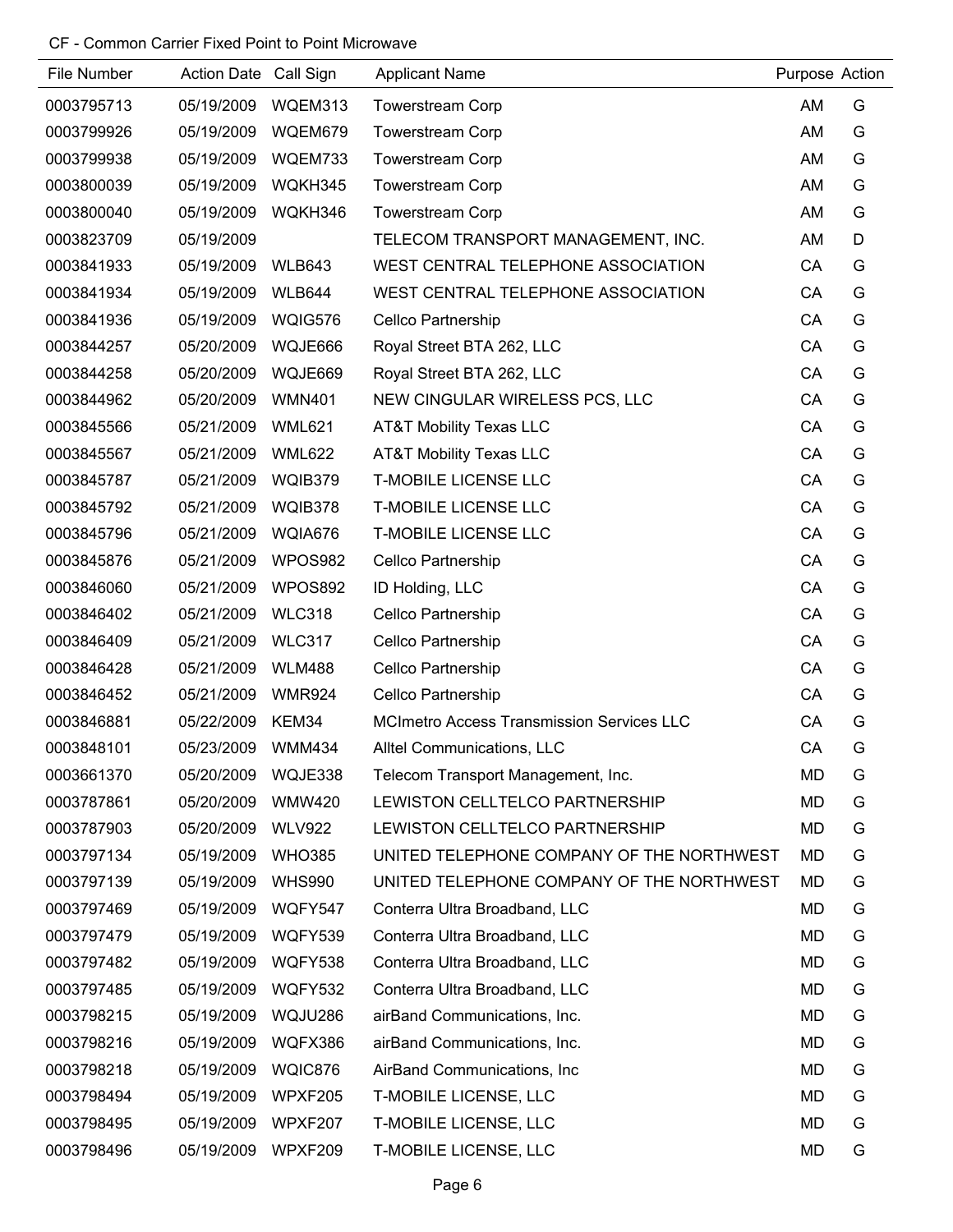CF - Common Carrier Fixed Point to Point Microwave

| File Number | Action Date | Call Sign | Applicant Name | Purpose | Action |
|---|---|---|---|---|---|
| 0003795713 | 05/19/2009 | WQEM313 | Towerstream Corp | AM | G |
| 0003799926 | 05/19/2009 | WQEM679 | Towerstream Corp | AM | G |
| 0003799938 | 05/19/2009 | WQEM733 | Towerstream Corp | AM | G |
| 0003800039 | 05/19/2009 | WQKH345 | Towerstream Corp | AM | G |
| 0003800040 | 05/19/2009 | WQKH346 | Towerstream Corp | AM | G |
| 0003823709 | 05/19/2009 | | TELECOM TRANSPORT MANAGEMENT, INC. | AM | D |
| 0003841933 | 05/19/2009 | WLB643 | WEST CENTRAL TELEPHONE ASSOCIATION | CA | G |
| 0003841934 | 05/19/2009 | WLB644 | WEST CENTRAL TELEPHONE ASSOCIATION | CA | G |
| 0003841936 | 05/19/2009 | WQIG576 | Cellco Partnership | CA | G |
| 0003844257 | 05/20/2009 | WQJE666 | Royal Street BTA 262, LLC | CA | G |
| 0003844258 | 05/20/2009 | WQJE669 | Royal Street BTA 262, LLC | CA | G |
| 0003844962 | 05/20/2009 | WMN401 | NEW CINGULAR WIRELESS PCS, LLC | CA | G |
| 0003845566 | 05/21/2009 | WML621 | AT&T Mobility Texas LLC | CA | G |
| 0003845567 | 05/21/2009 | WML622 | AT&T Mobility Texas LLC | CA | G |
| 0003845787 | 05/21/2009 | WQIB379 | T-MOBILE LICENSE LLC | CA | G |
| 0003845792 | 05/21/2009 | WQIB378 | T-MOBILE LICENSE LLC | CA | G |
| 0003845796 | 05/21/2009 | WQIA676 | T-MOBILE LICENSE LLC | CA | G |
| 0003845876 | 05/21/2009 | WPOS982 | Cellco Partnership | CA | G |
| 0003846060 | 05/21/2009 | WPOS892 | ID Holding, LLC | CA | G |
| 0003846402 | 05/21/2009 | WLC318 | Cellco Partnership | CA | G |
| 0003846409 | 05/21/2009 | WLC317 | Cellco Partnership | CA | G |
| 0003846428 | 05/21/2009 | WLM488 | Cellco Partnership | CA | G |
| 0003846452 | 05/21/2009 | WMR924 | Cellco Partnership | CA | G |
| 0003846881 | 05/22/2009 | KEM34 | MCImetro Access Transmission Services LLC | CA | G |
| 0003848101 | 05/23/2009 | WMM434 | Alltel Communications, LLC | CA | G |
| 0003661370 | 05/20/2009 | WQJE338 | Telecom Transport Management, Inc. | MD | G |
| 0003787861 | 05/20/2009 | WMW420 | LEWISTON CELLTELCO PARTNERSHIP | MD | G |
| 0003787903 | 05/20/2009 | WLV922 | LEWISTON CELLTELCO PARTNERSHIP | MD | G |
| 0003797134 | 05/19/2009 | WHO385 | UNITED TELEPHONE COMPANY OF THE NORTHWEST | MD | G |
| 0003797139 | 05/19/2009 | WHS990 | UNITED TELEPHONE COMPANY OF THE NORTHWEST | MD | G |
| 0003797469 | 05/19/2009 | WQFY547 | Conterra Ultra Broadband, LLC | MD | G |
| 0003797479 | 05/19/2009 | WQFY539 | Conterra Ultra Broadband, LLC | MD | G |
| 0003797482 | 05/19/2009 | WQFY538 | Conterra Ultra Broadband, LLC | MD | G |
| 0003797485 | 05/19/2009 | WQFY532 | Conterra Ultra Broadband, LLC | MD | G |
| 0003798215 | 05/19/2009 | WQJU286 | airBand Communications, Inc. | MD | G |
| 0003798216 | 05/19/2009 | WQFX386 | airBand Communications, Inc. | MD | G |
| 0003798218 | 05/19/2009 | WQIC876 | AirBand Communications, Inc | MD | G |
| 0003798494 | 05/19/2009 | WPXF205 | T-MOBILE LICENSE, LLC | MD | G |
| 0003798495 | 05/19/2009 | WPXF207 | T-MOBILE LICENSE, LLC | MD | G |
| 0003798496 | 05/19/2009 | WPXF209 | T-MOBILE LICENSE, LLC | MD | G |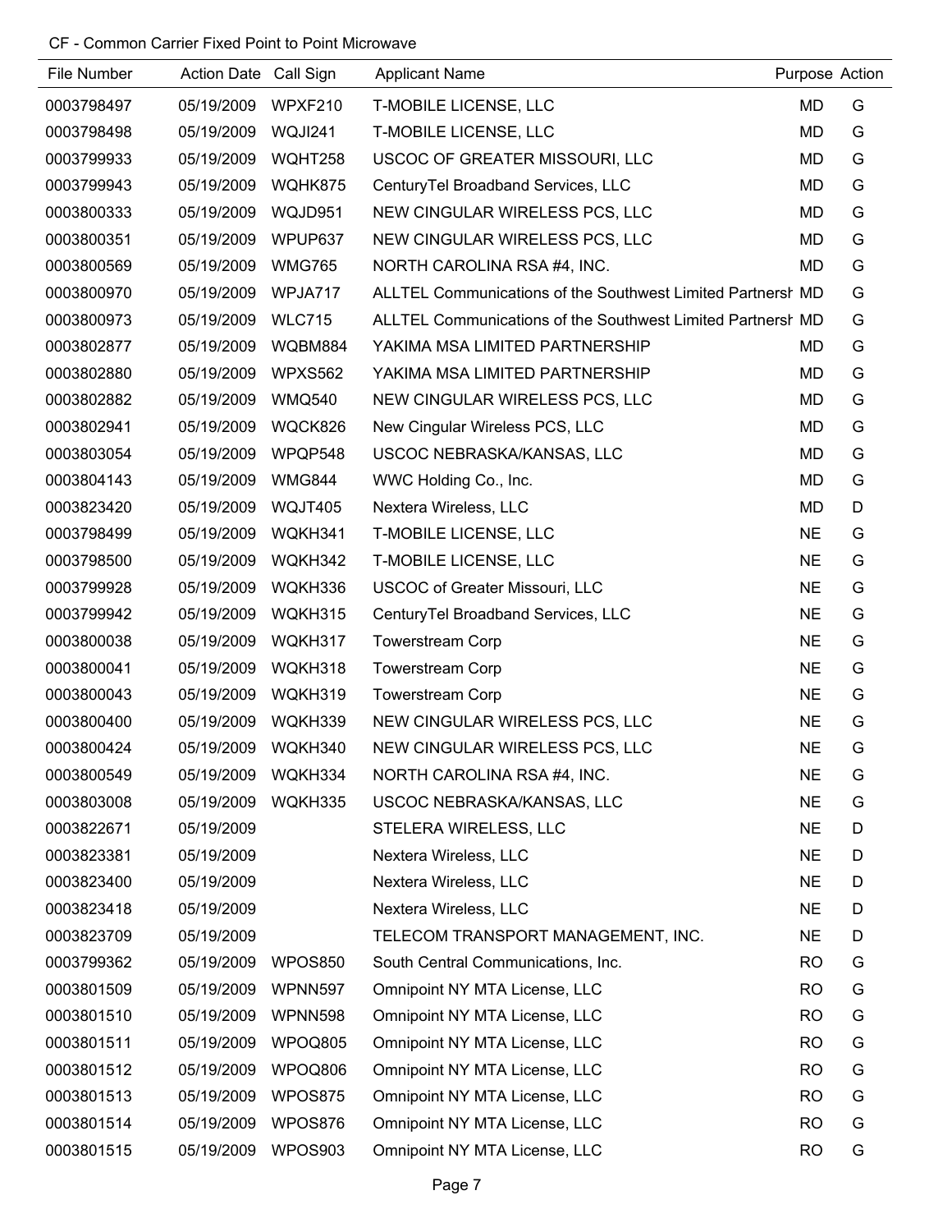CF - Common Carrier Fixed Point to Point Microwave

| File Number | Action Date | Call Sign | Applicant Name | Purpose | Action |
|---|---|---|---|---|---|
| 0003798497 | 05/19/2009 | WPXF210 | T-MOBILE LICENSE, LLC | MD | G |
| 0003798498 | 05/19/2009 | WQJI241 | T-MOBILE LICENSE, LLC | MD | G |
| 0003799933 | 05/19/2009 | WQHT258 | USCOC OF GREATER MISSOURI, LLC | MD | G |
| 0003799943 | 05/19/2009 | WQHK875 | CenturyTel Broadband Services, LLC | MD | G |
| 0003800333 | 05/19/2009 | WQJD951 | NEW CINGULAR WIRELESS PCS, LLC | MD | G |
| 0003800351 | 05/19/2009 | WPUP637 | NEW CINGULAR WIRELESS PCS, LLC | MD | G |
| 0003800569 | 05/19/2009 | WMG765 | NORTH CAROLINA RSA #4, INC. | MD | G |
| 0003800970 | 05/19/2009 | WPJA717 | ALLTEL Communications of the Southwest Limited Partnersh | MD | G |
| 0003800973 | 05/19/2009 | WLC715 | ALLTEL Communications of the Southwest Limited Partnersh | MD | G |
| 0003802877 | 05/19/2009 | WQBM884 | YAKIMA MSA LIMITED PARTNERSHIP | MD | G |
| 0003802880 | 05/19/2009 | WPXS562 | YAKIMA MSA LIMITED PARTNERSHIP | MD | G |
| 0003802882 | 05/19/2009 | WMQ540 | NEW CINGULAR WIRELESS PCS, LLC | MD | G |
| 0003802941 | 05/19/2009 | WQCK826 | New Cingular Wireless PCS, LLC | MD | G |
| 0003803054 | 05/19/2009 | WPQP548 | USCOC NEBRASKA/KANSAS, LLC | MD | G |
| 0003804143 | 05/19/2009 | WMG844 | WWC Holding Co., Inc. | MD | G |
| 0003823420 | 05/19/2009 | WQJT405 | Nextera Wireless, LLC | MD | D |
| 0003798499 | 05/19/2009 | WQKH341 | T-MOBILE LICENSE, LLC | NE | G |
| 0003798500 | 05/19/2009 | WQKH342 | T-MOBILE LICENSE, LLC | NE | G |
| 0003799928 | 05/19/2009 | WQKH336 | USCOC of Greater Missouri, LLC | NE | G |
| 0003799942 | 05/19/2009 | WQKH315 | CenturyTel Broadband Services, LLC | NE | G |
| 0003800038 | 05/19/2009 | WQKH317 | Towerstream Corp | NE | G |
| 0003800041 | 05/19/2009 | WQKH318 | Towerstream Corp | NE | G |
| 0003800043 | 05/19/2009 | WQKH319 | Towerstream Corp | NE | G |
| 0003800400 | 05/19/2009 | WQKH339 | NEW CINGULAR WIRELESS PCS, LLC | NE | G |
| 0003800424 | 05/19/2009 | WQKH340 | NEW CINGULAR WIRELESS PCS, LLC | NE | G |
| 0003800549 | 05/19/2009 | WQKH334 | NORTH CAROLINA RSA #4, INC. | NE | G |
| 0003803008 | 05/19/2009 | WQKH335 | USCOC NEBRASKA/KANSAS, LLC | NE | G |
| 0003822671 | 05/19/2009 | | STELERA WIRELESS, LLC | NE | D |
| 0003823381 | 05/19/2009 | | Nextera Wireless, LLC | NE | D |
| 0003823400 | 05/19/2009 | | Nextera Wireless, LLC | NE | D |
| 0003823418 | 05/19/2009 | | Nextera Wireless, LLC | NE | D |
| 0003823709 | 05/19/2009 | | TELECOM TRANSPORT MANAGEMENT, INC. | NE | D |
| 0003799362 | 05/19/2009 | WPOS850 | South Central Communications, Inc. | RO | G |
| 0003801509 | 05/19/2009 | WPNN597 | Omnipoint NY MTA License, LLC | RO | G |
| 0003801510 | 05/19/2009 | WPNN598 | Omnipoint NY MTA License, LLC | RO | G |
| 0003801511 | 05/19/2009 | WPOQ805 | Omnipoint NY MTA License, LLC | RO | G |
| 0003801512 | 05/19/2009 | WPOQ806 | Omnipoint NY MTA License, LLC | RO | G |
| 0003801513 | 05/19/2009 | WPOS875 | Omnipoint NY MTA License, LLC | RO | G |
| 0003801514 | 05/19/2009 | WPOS876 | Omnipoint NY MTA License, LLC | RO | G |
| 0003801515 | 05/19/2009 | WPOS903 | Omnipoint NY MTA License, LLC | RO | G |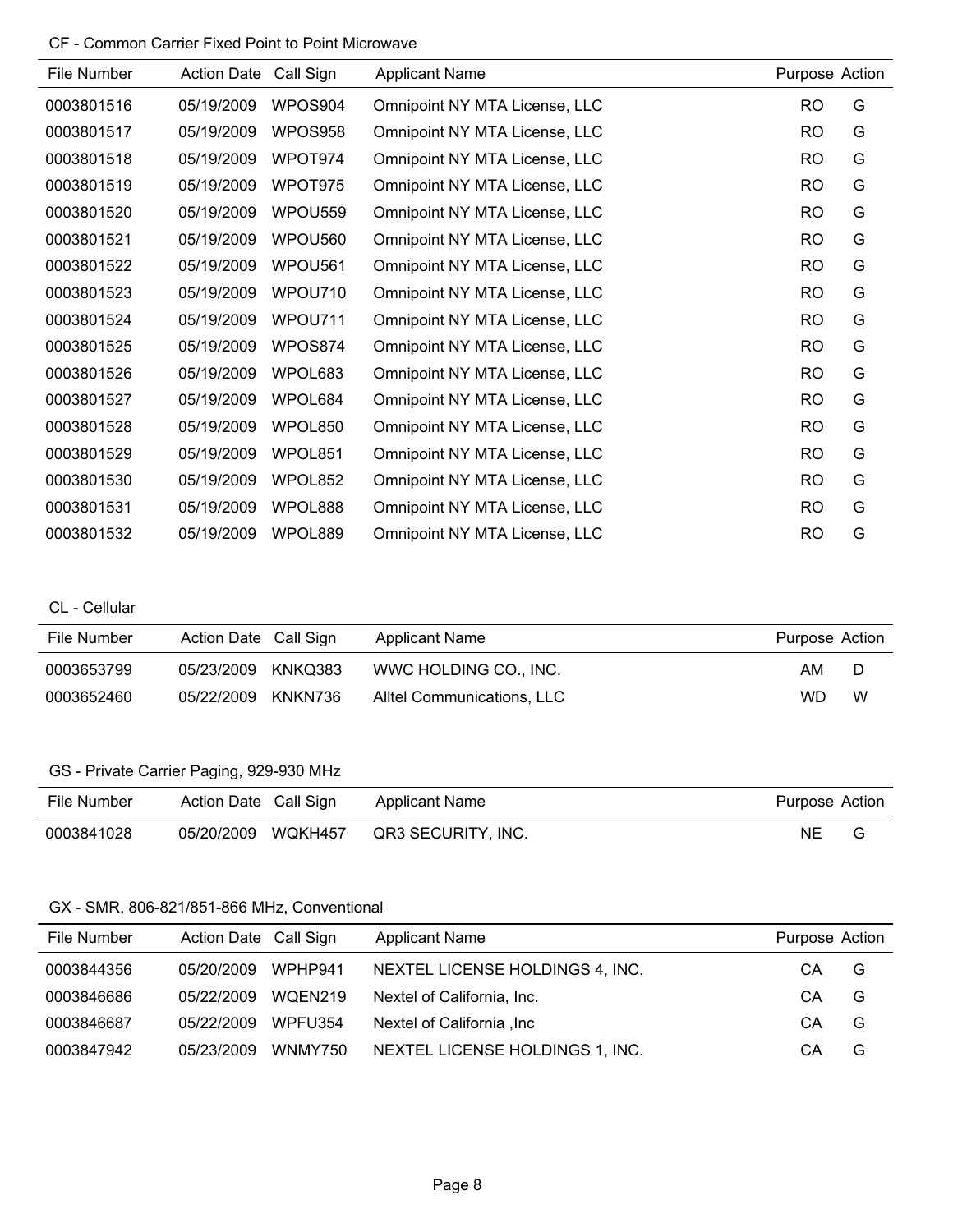### CF - Common Carrier Fixed Point to Point Microwave

| File Number | Action Date | Call Sign | Applicant Name | Purpose | Action |
|---|---|---|---|---|---|
| 0003801516 | 05/19/2009 | WPOS904 | Omnipoint NY MTA License, LLC | RO | G |
| 0003801517 | 05/19/2009 | WPOS958 | Omnipoint NY MTA License, LLC | RO | G |
| 0003801518 | 05/19/2009 | WPOT974 | Omnipoint NY MTA License, LLC | RO | G |
| 0003801519 | 05/19/2009 | WPOT975 | Omnipoint NY MTA License, LLC | RO | G |
| 0003801520 | 05/19/2009 | WPOU559 | Omnipoint NY MTA License, LLC | RO | G |
| 0003801521 | 05/19/2009 | WPOU560 | Omnipoint NY MTA License, LLC | RO | G |
| 0003801522 | 05/19/2009 | WPOU561 | Omnipoint NY MTA License, LLC | RO | G |
| 0003801523 | 05/19/2009 | WPOU710 | Omnipoint NY MTA License, LLC | RO | G |
| 0003801524 | 05/19/2009 | WPOU711 | Omnipoint NY MTA License, LLC | RO | G |
| 0003801525 | 05/19/2009 | WPOS874 | Omnipoint NY MTA License, LLC | RO | G |
| 0003801526 | 05/19/2009 | WPOL683 | Omnipoint NY MTA License, LLC | RO | G |
| 0003801527 | 05/19/2009 | WPOL684 | Omnipoint NY MTA License, LLC | RO | G |
| 0003801528 | 05/19/2009 | WPOL850 | Omnipoint NY MTA License, LLC | RO | G |
| 0003801529 | 05/19/2009 | WPOL851 | Omnipoint NY MTA License, LLC | RO | G |
| 0003801530 | 05/19/2009 | WPOL852 | Omnipoint NY MTA License, LLC | RO | G |
| 0003801531 | 05/19/2009 | WPOL888 | Omnipoint NY MTA License, LLC | RO | G |
| 0003801532 | 05/19/2009 | WPOL889 | Omnipoint NY MTA License, LLC | RO | G |

### CL - Cellular

| File Number | Action Date | Call Sign | Applicant Name | Purpose | Action |
|---|---|---|---|---|---|
| 0003653799 | 05/23/2009 | KNKQ383 | WWC HOLDING CO., INC. | AM | D |
| 0003652460 | 05/22/2009 | KNKN736 | Alltel Communications, LLC | WD | W |

### GS - Private Carrier Paging, 929-930 MHz

| File Number | Action Date | Call Sign | Applicant Name | Purpose | Action |
|---|---|---|---|---|---|
| 0003841028 | 05/20/2009 | WQKH457 | QR3 SECURITY, INC. | NE | G |

### GX - SMR, 806-821/851-866 MHz, Conventional

| File Number | Action Date | Call Sign | Applicant Name | Purpose | Action |
|---|---|---|---|---|---|
| 0003844356 | 05/20/2009 | WPHP941 | NEXTEL LICENSE HOLDINGS 4, INC. | CA | G |
| 0003846686 | 05/22/2009 | WQEN219 | Nextel of California, Inc. | CA | G |
| 0003846687 | 05/22/2009 | WPFU354 | Nextel of California ,Inc | CA | G |
| 0003847942 | 05/23/2009 | WNMY750 | NEXTEL LICENSE HOLDINGS 1, INC. | CA | G |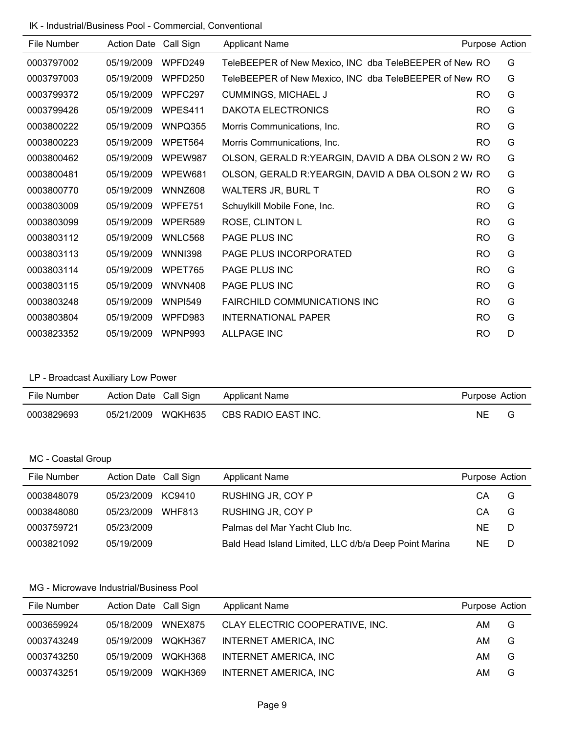IK - Industrial/Business Pool - Commercial, Conventional

| File Number | Action Date | Call Sign | Applicant Name | Purpose | Action |
|---|---|---|---|---|---|
| 0003797002 | 05/19/2009 | WPFD249 | TeleBEEPER of New Mexico, INC dba TeleBEEPER of New | RO | G |
| 0003797003 | 05/19/2009 | WPFD250 | TeleBEEPER of New Mexico, INC dba TeleBEEPER of New | RO | G |
| 0003799372 | 05/19/2009 | WPFC297 | CUMMINGS, MICHAEL J | RO | G |
| 0003799426 | 05/19/2009 | WPES411 | DAKOTA ELECTRONICS | RO | G |
| 0003800222 | 05/19/2009 | WNPQ355 | Morris Communications, Inc. | RO | G |
| 0003800223 | 05/19/2009 | WPET564 | Morris Communications, Inc. | RO | G |
| 0003800462 | 05/19/2009 | WPEW987 | OLSON, GERALD R:YEARGIN, DAVID A DBA OLSON 2 W/ | RO | G |
| 0003800481 | 05/19/2009 | WPEW681 | OLSON, GERALD R:YEARGIN, DAVID A DBA OLSON 2 W/ | RO | G |
| 0003800770 | 05/19/2009 | WNNZ608 | WALTERS JR, BURL T | RO | G |
| 0003803009 | 05/19/2009 | WPFE751 | Schuylkill Mobile Fone, Inc. | RO | G |
| 0003803099 | 05/19/2009 | WPER589 | ROSE, CLINTON L | RO | G |
| 0003803112 | 05/19/2009 | WNLC568 | PAGE PLUS INC | RO | G |
| 0003803113 | 05/19/2009 | WNNI398 | PAGE PLUS INCORPORATED | RO | G |
| 0003803114 | 05/19/2009 | WPET765 | PAGE PLUS INC | RO | G |
| 0003803115 | 05/19/2009 | WNVN408 | PAGE PLUS INC | RO | G |
| 0003803248 | 05/19/2009 | WNPI549 | FAIRCHILD COMMUNICATIONS INC | RO | G |
| 0003803804 | 05/19/2009 | WPFD983 | INTERNATIONAL PAPER | RO | G |
| 0003823352 | 05/19/2009 | WPNP993 | ALLPAGE INC | RO | D |

LP - Broadcast Auxiliary Low Power

| File Number | Action Date | Call Sign | Applicant Name | Purpose | Action |
|---|---|---|---|---|---|
| 0003829693 | 05/21/2009 | WQKH635 | CBS RADIO EAST INC. | NE | G |

MC - Coastal Group

| File Number | Action Date | Call Sign | Applicant Name | Purpose | Action |
|---|---|---|---|---|---|
| 0003848079 | 05/23/2009 | KC9410 | RUSHING JR, COY P | CA | G |
| 0003848080 | 05/23/2009 | WHF813 | RUSHING JR, COY P | CA | G |
| 0003759721 | 05/23/2009 | | Palmas del Mar Yacht Club Inc. | NE | D |
| 0003821092 | 05/19/2009 | | Bald Head Island Limited, LLC d/b/a Deep Point Marina | NE | D |

MG - Microwave Industrial/Business Pool

| File Number | Action Date | Call Sign | Applicant Name | Purpose | Action |
|---|---|---|---|---|---|
| 0003659924 | 05/18/2009 | WNEX875 | CLAY ELECTRIC COOPERATIVE, INC. | AM | G |
| 0003743249 | 05/19/2009 | WQKH367 | INTERNET AMERICA, INC | AM | G |
| 0003743250 | 05/19/2009 | WQKH368 | INTERNET AMERICA, INC | AM | G |
| 0003743251 | 05/19/2009 | WQKH369 | INTERNET AMERICA, INC | AM | G |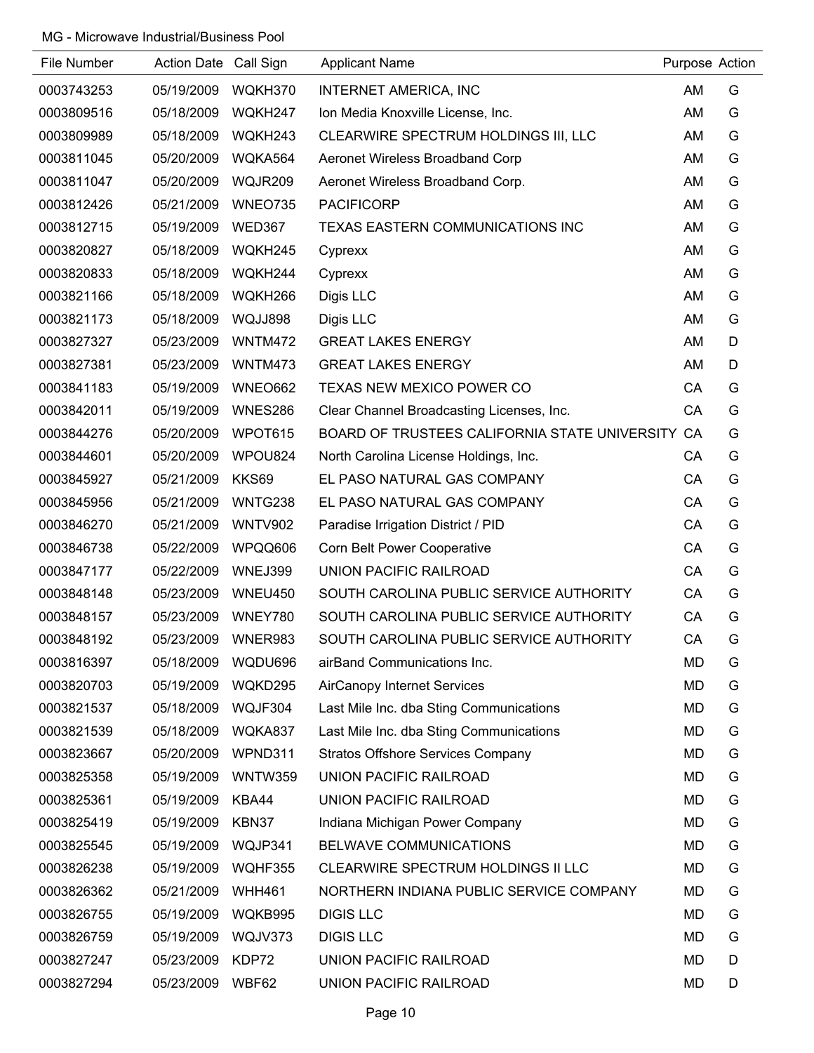MG - Microwave Industrial/Business Pool

| File Number | Action Date | Call Sign | Applicant Name | Purpose | Action |
|---|---|---|---|---|---|
| 0003743253 | 05/19/2009 | WQKH370 | INTERNET AMERICA, INC | AM | G |
| 0003809516 | 05/18/2009 | WQKH247 | Ion Media Knoxville License, Inc. | AM | G |
| 0003809989 | 05/18/2009 | WQKH243 | CLEARWIRE SPECTRUM HOLDINGS III, LLC | AM | G |
| 0003811045 | 05/20/2009 | WQKA564 | Aeronet Wireless Broadband Corp | AM | G |
| 0003811047 | 05/20/2009 | WQJR209 | Aeronet Wireless Broadband Corp. | AM | G |
| 0003812426 | 05/21/2009 | WNEO735 | PACIFICORP | AM | G |
| 0003812715 | 05/19/2009 | WED367 | TEXAS EASTERN COMMUNICATIONS INC | AM | G |
| 0003820827 | 05/18/2009 | WQKH245 | Cyprexx | AM | G |
| 0003820833 | 05/18/2009 | WQKH244 | Cyprexx | AM | G |
| 0003821166 | 05/18/2009 | WQKH266 | Digis LLC | AM | G |
| 0003821173 | 05/18/2009 | WQJJ898 | Digis LLC | AM | G |
| 0003827327 | 05/23/2009 | WNTM472 | GREAT LAKES ENERGY | AM | D |
| 0003827381 | 05/23/2009 | WNTM473 | GREAT LAKES ENERGY | AM | D |
| 0003841183 | 05/19/2009 | WNEO662 | TEXAS NEW MEXICO POWER CO | CA | G |
| 0003842011 | 05/19/2009 | WNES286 | Clear Channel Broadcasting Licenses, Inc. | CA | G |
| 0003844276 | 05/20/2009 | WPOT615 | BOARD OF TRUSTEES CALIFORNIA STATE UNIVERSITY | CA | G |
| 0003844601 | 05/20/2009 | WPOU824 | North Carolina License Holdings, Inc. | CA | G |
| 0003845927 | 05/21/2009 | KKS69 | EL PASO NATURAL GAS COMPANY | CA | G |
| 0003845956 | 05/21/2009 | WNTG238 | EL PASO NATURAL GAS COMPANY | CA | G |
| 0003846270 | 05/21/2009 | WNTV902 | Paradise Irrigation District / PID | CA | G |
| 0003846738 | 05/22/2009 | WPQQ606 | Corn Belt Power Cooperative | CA | G |
| 0003847177 | 05/22/2009 | WNEJ399 | UNION PACIFIC RAILROAD | CA | G |
| 0003848148 | 05/23/2009 | WNEU450 | SOUTH CAROLINA PUBLIC SERVICE AUTHORITY | CA | G |
| 0003848157 | 05/23/2009 | WNEY780 | SOUTH CAROLINA PUBLIC SERVICE AUTHORITY | CA | G |
| 0003848192 | 05/23/2009 | WNER983 | SOUTH CAROLINA PUBLIC SERVICE AUTHORITY | CA | G |
| 0003816397 | 05/18/2009 | WQDU696 | airBand Communications Inc. | MD | G |
| 0003820703 | 05/19/2009 | WQKD295 | AirCanopy Internet Services | MD | G |
| 0003821537 | 05/18/2009 | WQJF304 | Last Mile Inc. dba Sting Communications | MD | G |
| 0003821539 | 05/18/2009 | WQKA837 | Last Mile Inc. dba Sting Communications | MD | G |
| 0003823667 | 05/20/2009 | WPND311 | Stratos Offshore Services Company | MD | G |
| 0003825358 | 05/19/2009 | WNTW359 | UNION PACIFIC RAILROAD | MD | G |
| 0003825361 | 05/19/2009 | KBA44 | UNION PACIFIC RAILROAD | MD | G |
| 0003825419 | 05/19/2009 | KBN37 | Indiana Michigan Power Company | MD | G |
| 0003825545 | 05/19/2009 | WQJP341 | BELWAVE COMMUNICATIONS | MD | G |
| 0003826238 | 05/19/2009 | WQHF355 | CLEARWIRE SPECTRUM HOLDINGS II LLC | MD | G |
| 0003826362 | 05/21/2009 | WHH461 | NORTHERN INDIANA PUBLIC SERVICE COMPANY | MD | G |
| 0003826755 | 05/19/2009 | WQKB995 | DIGIS LLC | MD | G |
| 0003826759 | 05/19/2009 | WQJV373 | DIGIS LLC | MD | G |
| 0003827247 | 05/23/2009 | KDP72 | UNION PACIFIC RAILROAD | MD | D |
| 0003827294 | 05/23/2009 | WBF62 | UNION PACIFIC RAILROAD | MD | D |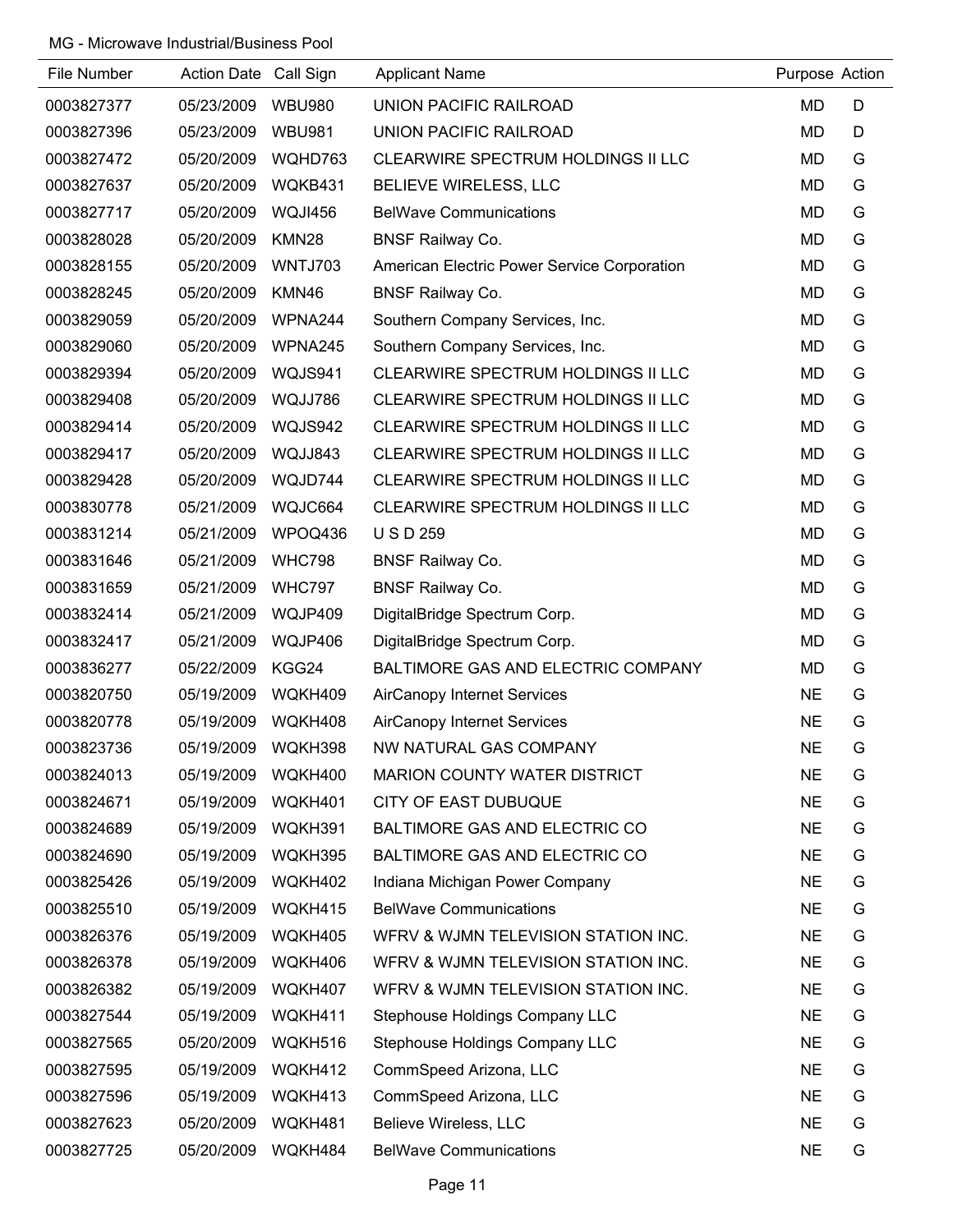MG - Microwave Industrial/Business Pool

| File Number | Action Date | Call Sign | Applicant Name | Purpose | Action |
|---|---|---|---|---|---|
| 0003827377 | 05/23/2009 | WBU980 | UNION PACIFIC RAILROAD | MD | D |
| 0003827396 | 05/23/2009 | WBU981 | UNION PACIFIC RAILROAD | MD | D |
| 0003827472 | 05/20/2009 | WQHD763 | CLEARWIRE SPECTRUM HOLDINGS II LLC | MD | G |
| 0003827637 | 05/20/2009 | WQKB431 | BELIEVE WIRELESS, LLC | MD | G |
| 0003827717 | 05/20/2009 | WQJI456 | BelWave Communications | MD | G |
| 0003828028 | 05/20/2009 | KMN28 | BNSF Railway Co. | MD | G |
| 0003828155 | 05/20/2009 | WNTJ703 | American Electric Power Service Corporation | MD | G |
| 0003828245 | 05/20/2009 | KMN46 | BNSF Railway Co. | MD | G |
| 0003829059 | 05/20/2009 | WPNA244 | Southern Company Services, Inc. | MD | G |
| 0003829060 | 05/20/2009 | WPNA245 | Southern Company Services, Inc. | MD | G |
| 0003829394 | 05/20/2009 | WQJS941 | CLEARWIRE SPECTRUM HOLDINGS II LLC | MD | G |
| 0003829408 | 05/20/2009 | WQJJ786 | CLEARWIRE SPECTRUM HOLDINGS II LLC | MD | G |
| 0003829414 | 05/20/2009 | WQJS942 | CLEARWIRE SPECTRUM HOLDINGS II LLC | MD | G |
| 0003829417 | 05/20/2009 | WQJJ843 | CLEARWIRE SPECTRUM HOLDINGS II LLC | MD | G |
| 0003829428 | 05/20/2009 | WQJD744 | CLEARWIRE SPECTRUM HOLDINGS II LLC | MD | G |
| 0003830778 | 05/21/2009 | WQJC664 | CLEARWIRE SPECTRUM HOLDINGS II LLC | MD | G |
| 0003831214 | 05/21/2009 | WPOQ436 | U S D 259 | MD | G |
| 0003831646 | 05/21/2009 | WHC798 | BNSF Railway Co. | MD | G |
| 0003831659 | 05/21/2009 | WHC797 | BNSF Railway Co. | MD | G |
| 0003832414 | 05/21/2009 | WQJP409 | DigitalBridge Spectrum Corp. | MD | G |
| 0003832417 | 05/21/2009 | WQJP406 | DigitalBridge Spectrum Corp. | MD | G |
| 0003836277 | 05/22/2009 | KGG24 | BALTIMORE GAS AND ELECTRIC COMPANY | MD | G |
| 0003820750 | 05/19/2009 | WQKH409 | AirCanopy Internet Services | NE | G |
| 0003820778 | 05/19/2009 | WQKH408 | AirCanopy Internet Services | NE | G |
| 0003823736 | 05/19/2009 | WQKH398 | NW NATURAL GAS COMPANY | NE | G |
| 0003824013 | 05/19/2009 | WQKH400 | MARION COUNTY WATER DISTRICT | NE | G |
| 0003824671 | 05/19/2009 | WQKH401 | CITY OF EAST DUBUQUE | NE | G |
| 0003824689 | 05/19/2009 | WQKH391 | BALTIMORE GAS AND ELECTRIC CO | NE | G |
| 0003824690 | 05/19/2009 | WQKH395 | BALTIMORE GAS AND ELECTRIC CO | NE | G |
| 0003825426 | 05/19/2009 | WQKH402 | Indiana Michigan Power Company | NE | G |
| 0003825510 | 05/19/2009 | WQKH415 | BelWave Communications | NE | G |
| 0003826376 | 05/19/2009 | WQKH405 | WFRV & WJMN TELEVISION STATION INC. | NE | G |
| 0003826378 | 05/19/2009 | WQKH406 | WFRV & WJMN TELEVISION STATION INC. | NE | G |
| 0003826382 | 05/19/2009 | WQKH407 | WFRV & WJMN TELEVISION STATION INC. | NE | G |
| 0003827544 | 05/19/2009 | WQKH411 | Stephouse Holdings Company LLC | NE | G |
| 0003827565 | 05/20/2009 | WQKH516 | Stephouse Holdings Company LLC | NE | G |
| 0003827595 | 05/19/2009 | WQKH412 | CommSpeed Arizona, LLC | NE | G |
| 0003827596 | 05/19/2009 | WQKH413 | CommSpeed Arizona, LLC | NE | G |
| 0003827623 | 05/20/2009 | WQKH481 | Believe Wireless, LLC | NE | G |
| 0003827725 | 05/20/2009 | WQKH484 | BelWave Communications | NE | G |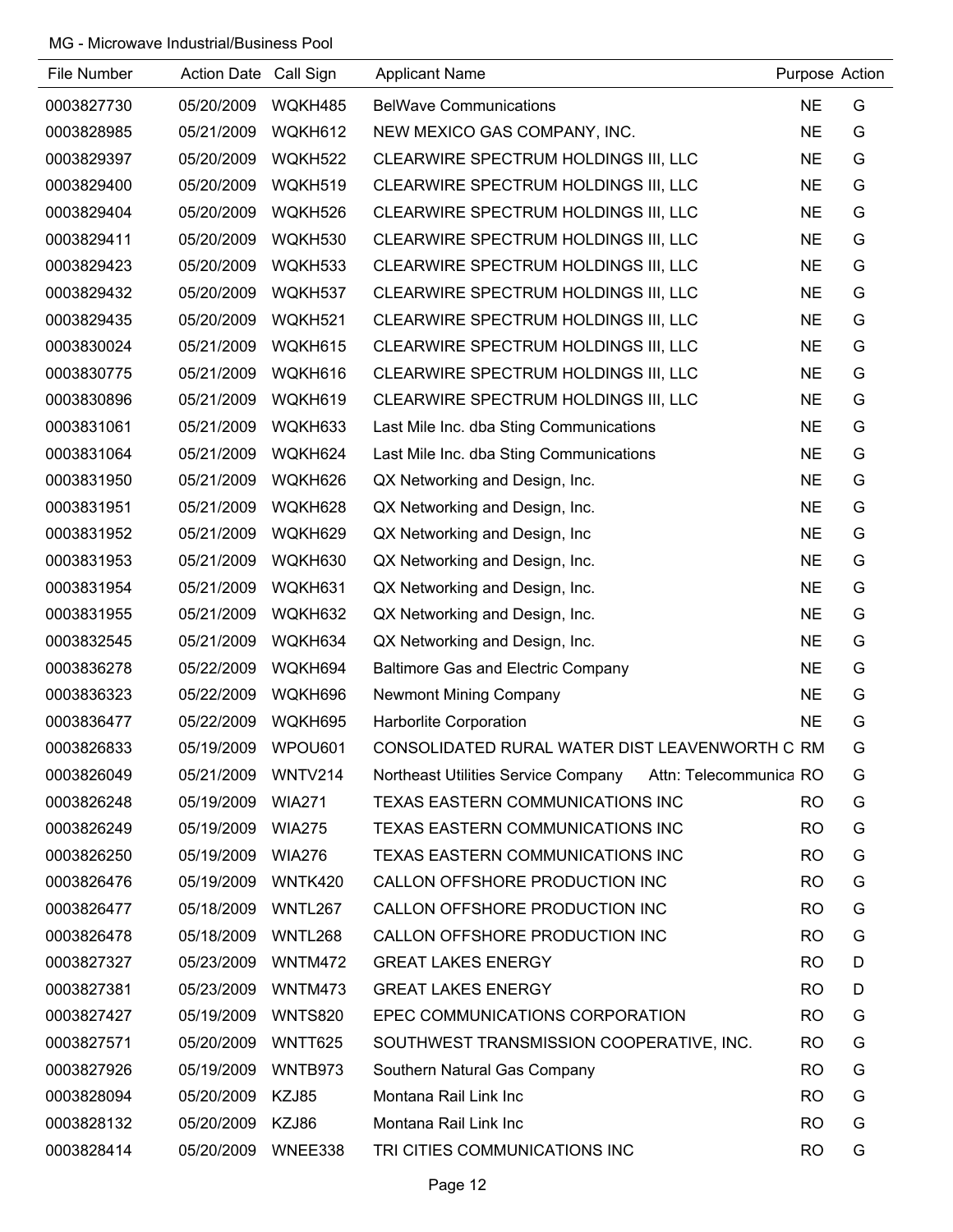MG - Microwave Industrial/Business Pool

| File Number | Action Date | Call Sign | Applicant Name | Purpose | Action |
|---|---|---|---|---|---|
| 0003827730 | 05/20/2009 | WQKH485 | BelWave Communications | NE | G |
| 0003828985 | 05/21/2009 | WQKH612 | NEW MEXICO GAS COMPANY, INC. | NE | G |
| 0003829397 | 05/20/2009 | WQKH522 | CLEARWIRE SPECTRUM HOLDINGS III, LLC | NE | G |
| 0003829400 | 05/20/2009 | WQKH519 | CLEARWIRE SPECTRUM HOLDINGS III, LLC | NE | G |
| 0003829404 | 05/20/2009 | WQKH526 | CLEARWIRE SPECTRUM HOLDINGS III, LLC | NE | G |
| 0003829411 | 05/20/2009 | WQKH530 | CLEARWIRE SPECTRUM HOLDINGS III, LLC | NE | G |
| 0003829423 | 05/20/2009 | WQKH533 | CLEARWIRE SPECTRUM HOLDINGS III, LLC | NE | G |
| 0003829432 | 05/20/2009 | WQKH537 | CLEARWIRE SPECTRUM HOLDINGS III, LLC | NE | G |
| 0003829435 | 05/20/2009 | WQKH521 | CLEARWIRE SPECTRUM HOLDINGS III, LLC | NE | G |
| 0003830024 | 05/21/2009 | WQKH615 | CLEARWIRE SPECTRUM HOLDINGS III, LLC | NE | G |
| 0003830775 | 05/21/2009 | WQKH616 | CLEARWIRE SPECTRUM HOLDINGS III, LLC | NE | G |
| 0003830896 | 05/21/2009 | WQKH619 | CLEARWIRE SPECTRUM HOLDINGS III, LLC | NE | G |
| 0003831061 | 05/21/2009 | WQKH633 | Last Mile Inc. dba Sting Communications | NE | G |
| 0003831064 | 05/21/2009 | WQKH624 | Last Mile Inc. dba Sting Communications | NE | G |
| 0003831950 | 05/21/2009 | WQKH626 | QX Networking and Design, Inc. | NE | G |
| 0003831951 | 05/21/2009 | WQKH628 | QX Networking and Design, Inc. | NE | G |
| 0003831952 | 05/21/2009 | WQKH629 | QX Networking and Design, Inc | NE | G |
| 0003831953 | 05/21/2009 | WQKH630 | QX Networking and Design, Inc. | NE | G |
| 0003831954 | 05/21/2009 | WQKH631 | QX Networking and Design, Inc. | NE | G |
| 0003831955 | 05/21/2009 | WQKH632 | QX Networking and Design, Inc. | NE | G |
| 0003832545 | 05/21/2009 | WQKH634 | QX Networking and Design, Inc. | NE | G |
| 0003836278 | 05/22/2009 | WQKH694 | Baltimore Gas and Electric Company | NE | G |
| 0003836323 | 05/22/2009 | WQKH696 | Newmont Mining Company | NE | G |
| 0003836477 | 05/22/2009 | WQKH695 | Harborlite Corporation | NE | G |
| 0003826833 | 05/19/2009 | WPOU601 | CONSOLIDATED RURAL WATER DIST LEAVENWORTH C | RM | G |
| 0003826049 | 05/21/2009 | WNTV214 | Northeast Utilities Service Company Attn: Telecommunica | RO | G |
| 0003826248 | 05/19/2009 | WIA271 | TEXAS EASTERN COMMUNICATIONS INC | RO | G |
| 0003826249 | 05/19/2009 | WIA275 | TEXAS EASTERN COMMUNICATIONS INC | RO | G |
| 0003826250 | 05/19/2009 | WIA276 | TEXAS EASTERN COMMUNICATIONS INC | RO | G |
| 0003826476 | 05/19/2009 | WNTK420 | CALLON OFFSHORE PRODUCTION INC | RO | G |
| 0003826477 | 05/18/2009 | WNTL267 | CALLON OFFSHORE PRODUCTION INC | RO | G |
| 0003826478 | 05/18/2009 | WNTL268 | CALLON OFFSHORE PRODUCTION INC | RO | G |
| 0003827327 | 05/23/2009 | WNTM472 | GREAT LAKES ENERGY | RO | D |
| 0003827381 | 05/23/2009 | WNTM473 | GREAT LAKES ENERGY | RO | D |
| 0003827427 | 05/19/2009 | WNTS820 | EPEC COMMUNICATIONS CORPORATION | RO | G |
| 0003827571 | 05/20/2009 | WNTT625 | SOUTHWEST TRANSMISSION COOPERATIVE, INC. | RO | G |
| 0003827926 | 05/19/2009 | WNTB973 | Southern Natural Gas Company | RO | G |
| 0003828094 | 05/20/2009 | KZJ85 | Montana Rail Link Inc | RO | G |
| 0003828132 | 05/20/2009 | KZJ86 | Montana Rail Link Inc | RO | G |
| 0003828414 | 05/20/2009 | WNEE338 | TRI CITIES COMMUNICATIONS INC | RO | G |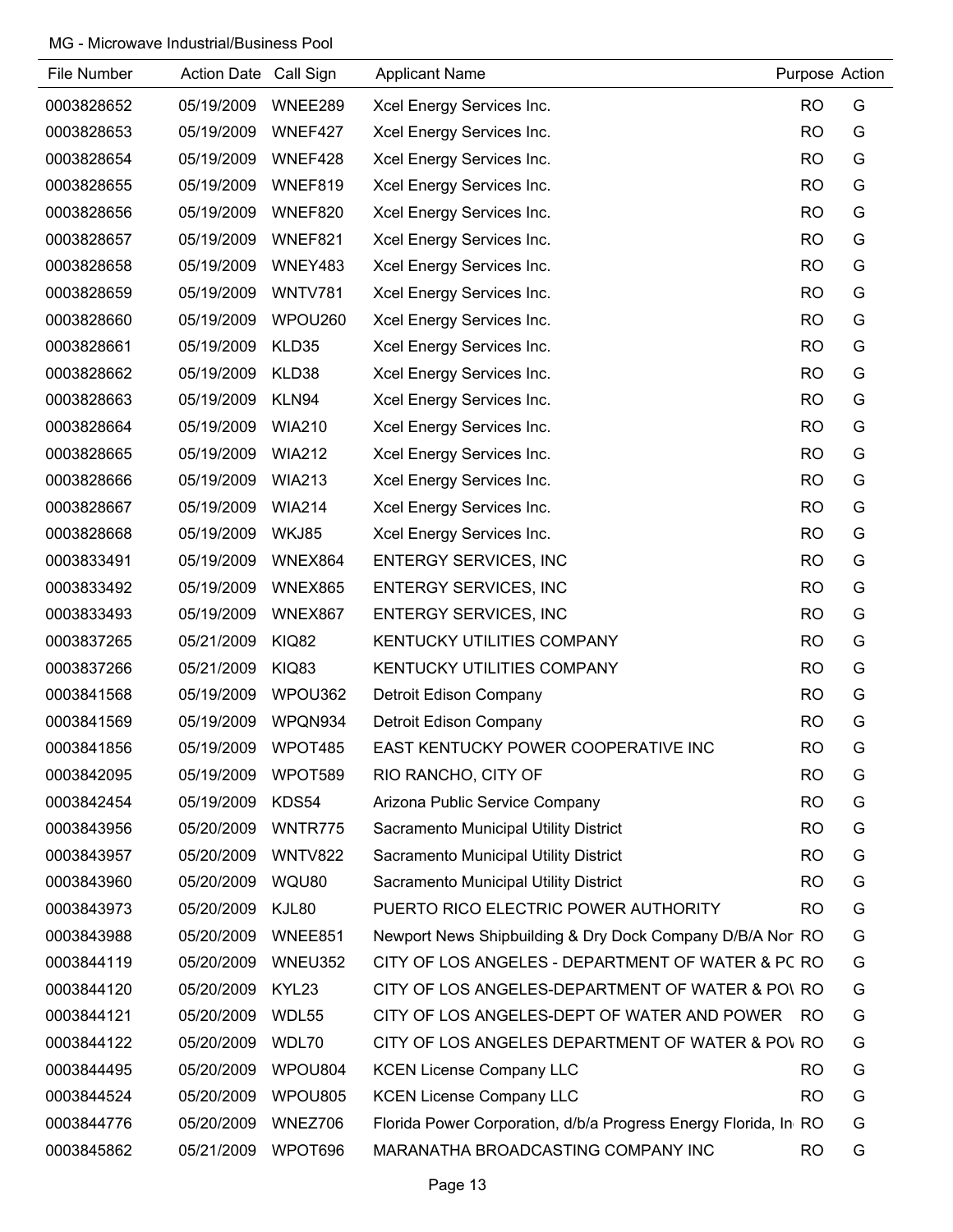MG - Microwave Industrial/Business Pool

| File Number | Action Date | Call Sign | Applicant Name | Purpose | Action |
|---|---|---|---|---|---|
| 0003828652 | 05/19/2009 | WNEE289 | Xcel Energy Services Inc. | RO | G |
| 0003828653 | 05/19/2009 | WNEF427 | Xcel Energy Services Inc. | RO | G |
| 0003828654 | 05/19/2009 | WNEF428 | Xcel Energy Services Inc. | RO | G |
| 0003828655 | 05/19/2009 | WNEF819 | Xcel Energy Services Inc. | RO | G |
| 0003828656 | 05/19/2009 | WNEF820 | Xcel Energy Services Inc. | RO | G |
| 0003828657 | 05/19/2009 | WNEF821 | Xcel Energy Services Inc. | RO | G |
| 0003828658 | 05/19/2009 | WNEY483 | Xcel Energy Services Inc. | RO | G |
| 0003828659 | 05/19/2009 | WNTV781 | Xcel Energy Services Inc. | RO | G |
| 0003828660 | 05/19/2009 | WPOU260 | Xcel Energy Services Inc. | RO | G |
| 0003828661 | 05/19/2009 | KLD35 | Xcel Energy Services Inc. | RO | G |
| 0003828662 | 05/19/2009 | KLD38 | Xcel Energy Services Inc. | RO | G |
| 0003828663 | 05/19/2009 | KLN94 | Xcel Energy Services Inc. | RO | G |
| 0003828664 | 05/19/2009 | WIA210 | Xcel Energy Services Inc. | RO | G |
| 0003828665 | 05/19/2009 | WIA212 | Xcel Energy Services Inc. | RO | G |
| 0003828666 | 05/19/2009 | WIA213 | Xcel Energy Services Inc. | RO | G |
| 0003828667 | 05/19/2009 | WIA214 | Xcel Energy Services Inc. | RO | G |
| 0003828668 | 05/19/2009 | WKJ85 | Xcel Energy Services Inc. | RO | G |
| 0003833491 | 05/19/2009 | WNEX864 | ENTERGY SERVICES, INC | RO | G |
| 0003833492 | 05/19/2009 | WNEX865 | ENTERGY SERVICES, INC | RO | G |
| 0003833493 | 05/19/2009 | WNEX867 | ENTERGY SERVICES, INC | RO | G |
| 0003837265 | 05/21/2009 | KIQ82 | KENTUCKY UTILITIES COMPANY | RO | G |
| 0003837266 | 05/21/2009 | KIQ83 | KENTUCKY UTILITIES COMPANY | RO | G |
| 0003841568 | 05/19/2009 | WPOU362 | Detroit Edison Company | RO | G |
| 0003841569 | 05/19/2009 | WPQN934 | Detroit Edison Company | RO | G |
| 0003841856 | 05/19/2009 | WPOT485 | EAST KENTUCKY POWER COOPERATIVE INC | RO | G |
| 0003842095 | 05/19/2009 | WPOT589 | RIO RANCHO, CITY OF | RO | G |
| 0003842454 | 05/19/2009 | KDS54 | Arizona Public Service Company | RO | G |
| 0003843956 | 05/20/2009 | WNTR775 | Sacramento Municipal Utility District | RO | G |
| 0003843957 | 05/20/2009 | WNTV822 | Sacramento Municipal Utility District | RO | G |
| 0003843960 | 05/20/2009 | WQU80 | Sacramento Municipal Utility District | RO | G |
| 0003843973 | 05/20/2009 | KJL80 | PUERTO RICO ELECTRIC POWER AUTHORITY | RO | G |
| 0003843988 | 05/20/2009 | WNEE851 | Newport News Shipbuilding & Dry Dock Company D/B/A Nor | RO | G |
| 0003844119 | 05/20/2009 | WNEU352 | CITY OF LOS ANGELES - DEPARTMENT OF WATER & PC | RO | G |
| 0003844120 | 05/20/2009 | KYL23 | CITY OF LOS ANGELES-DEPARTMENT OF WATER & POV | RO | G |
| 0003844121 | 05/20/2009 | WDL55 | CITY OF LOS ANGELES-DEPT OF WATER AND POWER | RO | G |
| 0003844122 | 05/20/2009 | WDL70 | CITY OF LOS ANGELES DEPARTMENT OF WATER & POV | RO | G |
| 0003844495 | 05/20/2009 | WPOU804 | KCEN License Company LLC | RO | G |
| 0003844524 | 05/20/2009 | WPOU805 | KCEN License Company LLC | RO | G |
| 0003844776 | 05/20/2009 | WNEZ706 | Florida Power Corporation, d/b/a Progress Energy Florida, In | RO | G |
| 0003845862 | 05/21/2009 | WPOT696 | MARANATHA BROADCASTING COMPANY INC | RO | G |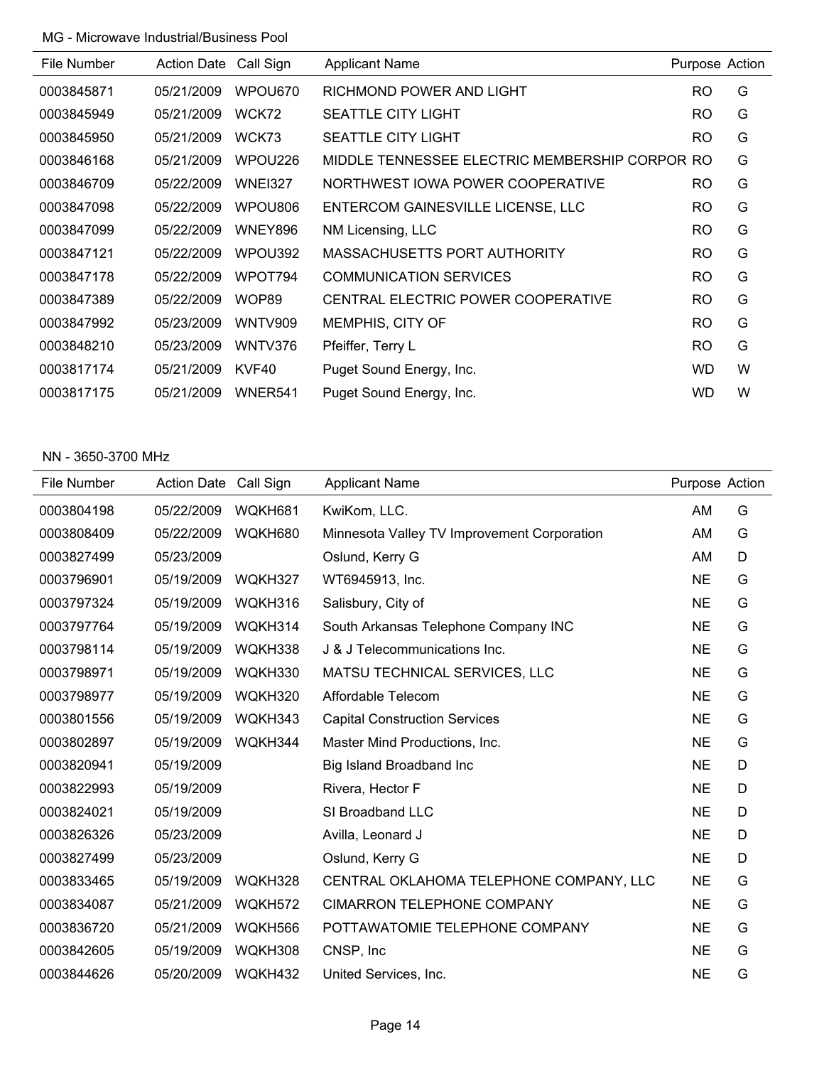MG - Microwave Industrial/Business Pool

| File Number | Action Date | Call Sign | Applicant Name | Purpose | Action |
|---|---|---|---|---|---|
| 0003845871 | 05/21/2009 | WPOU670 | RICHMOND POWER AND LIGHT | RO | G |
| 0003845949 | 05/21/2009 | WCK72 | SEATTLE CITY LIGHT | RO | G |
| 0003845950 | 05/21/2009 | WCK73 | SEATTLE CITY LIGHT | RO | G |
| 0003846168 | 05/21/2009 | WPOU226 | MIDDLE TENNESSEE ELECTRIC MEMBERSHIP CORPOR | RO | G |
| 0003846709 | 05/22/2009 | WNEI327 | NORTHWEST IOWA POWER COOPERATIVE | RO | G |
| 0003847098 | 05/22/2009 | WPOU806 | ENTERCOM GAINESVILLE LICENSE, LLC | RO | G |
| 0003847099 | 05/22/2009 | WNEY896 | NM Licensing, LLC | RO | G |
| 0003847121 | 05/22/2009 | WPOU392 | MASSACHUSETTS PORT AUTHORITY | RO | G |
| 0003847178 | 05/22/2009 | WPOT794 | COMMUNICATION SERVICES | RO | G |
| 0003847389 | 05/22/2009 | WOP89 | CENTRAL ELECTRIC POWER COOPERATIVE | RO | G |
| 0003847992 | 05/23/2009 | WNTV909 | MEMPHIS, CITY OF | RO | G |
| 0003848210 | 05/23/2009 | WNTV376 | Pfeiffer, Terry L | RO | G |
| 0003817174 | 05/21/2009 | KVF40 | Puget Sound Energy, Inc. | WD | W |
| 0003817175 | 05/21/2009 | WNER541 | Puget Sound Energy, Inc. | WD | W |

NN - 3650-3700 MHz

| File Number | Action Date | Call Sign | Applicant Name | Purpose | Action |
|---|---|---|---|---|---|
| 0003804198 | 05/22/2009 | WQKH681 | KwiKom, LLC. | AM | G |
| 0003808409 | 05/22/2009 | WQKH680 | Minnesota Valley TV Improvement Corporation | AM | G |
| 0003827499 | 05/23/2009 | | Oslund, Kerry G | AM | D |
| 0003796901 | 05/19/2009 | WQKH327 | WT6945913, Inc. | NE | G |
| 0003797324 | 05/19/2009 | WQKH316 | Salisbury, City of | NE | G |
| 0003797764 | 05/19/2009 | WQKH314 | South Arkansas Telephone Company INC | NE | G |
| 0003798114 | 05/19/2009 | WQKH338 | J & J Telecommunications Inc. | NE | G |
| 0003798971 | 05/19/2009 | WQKH330 | MATSU TECHNICAL SERVICES, LLC | NE | G |
| 0003798977 | 05/19/2009 | WQKH320 | Affordable Telecom | NE | G |
| 0003801556 | 05/19/2009 | WQKH343 | Capital Construction Services | NE | G |
| 0003802897 | 05/19/2009 | WQKH344 | Master Mind Productions, Inc. | NE | G |
| 0003820941 | 05/19/2009 | | Big Island Broadband Inc | NE | D |
| 0003822993 | 05/19/2009 | | Rivera, Hector F | NE | D |
| 0003824021 | 05/19/2009 | | SI Broadband LLC | NE | D |
| 0003826326 | 05/23/2009 | | Avilla, Leonard J | NE | D |
| 0003827499 | 05/23/2009 | | Oslund, Kerry G | NE | D |
| 0003833465 | 05/19/2009 | WQKH328 | CENTRAL OKLAHOMA TELEPHONE COMPANY, LLC | NE | G |
| 0003834087 | 05/21/2009 | WQKH572 | CIMARRON TELEPHONE COMPANY | NE | G |
| 0003836720 | 05/21/2009 | WQKH566 | POTTAWATOMIE TELEPHONE COMPANY | NE | G |
| 0003842605 | 05/19/2009 | WQKH308 | CNSP, Inc | NE | G |
| 0003844626 | 05/20/2009 | WQKH432 | United Services, Inc. | NE | G |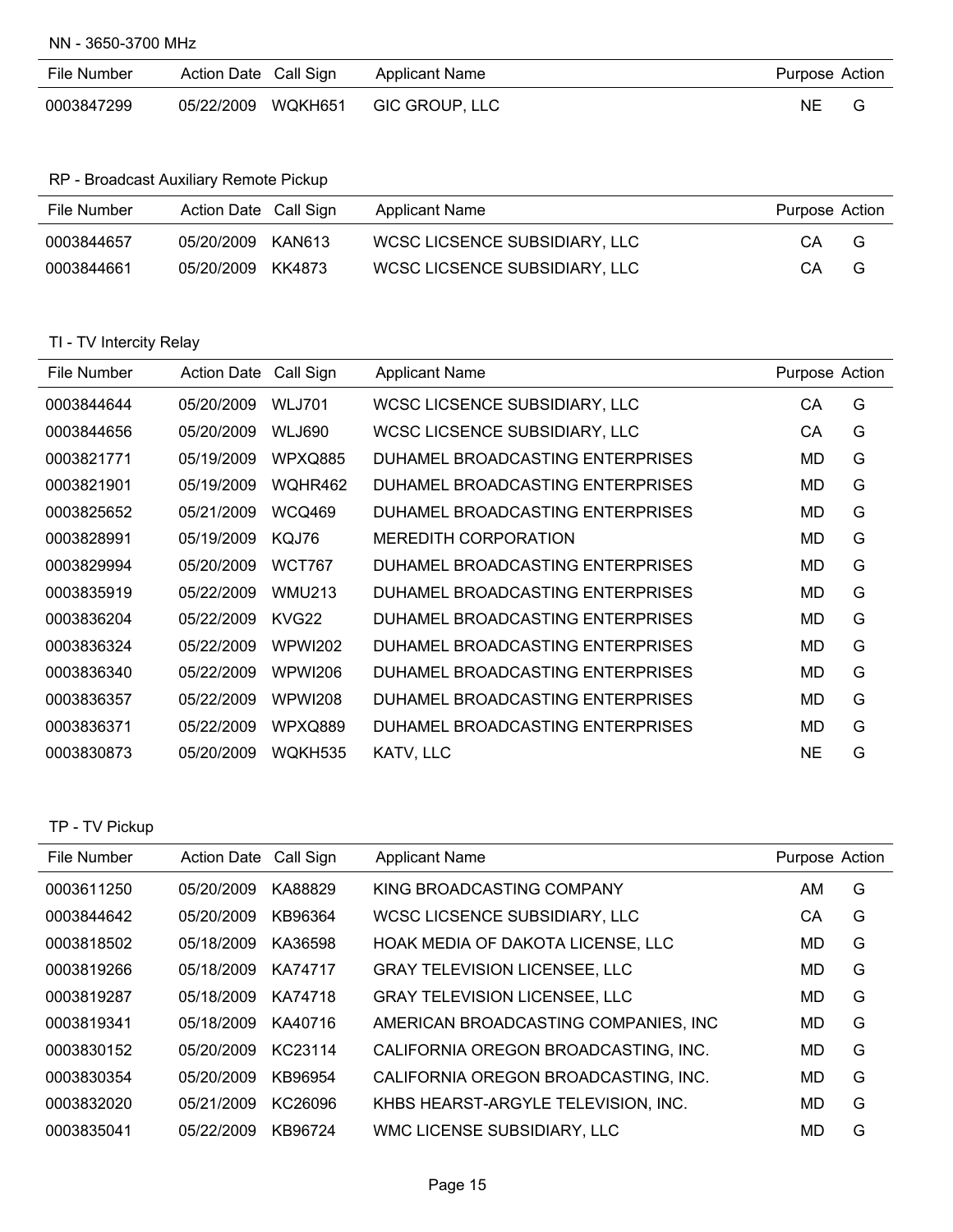### NN - 3650-3700 MHz

| File Number | Action Date | Call Sign | Applicant Name | Purpose | Action |
|---|---|---|---|---|---|
| 0003847299 | 05/22/2009 | WQKH651 | GIC GROUP, LLC | NE | G |

### RP - Broadcast Auxiliary Remote Pickup

| File Number | Action Date | Call Sign | Applicant Name | Purpose | Action |
|---|---|---|---|---|---|
| 0003844657 | 05/20/2009 | KAN613 | WCSC LICSENCE SUBSIDIARY, LLC | CA | G |
| 0003844661 | 05/20/2009 | KK4873 | WCSC LICSENCE SUBSIDIARY, LLC | CA | G |

### TI - TV Intercity Relay

| File Number | Action Date | Call Sign | Applicant Name | Purpose | Action |
|---|---|---|---|---|---|
| 0003844644 | 05/20/2009 | WLJ701 | WCSC LICSENCE SUBSIDIARY, LLC | CA | G |
| 0003844656 | 05/20/2009 | WLJ690 | WCSC LICSENCE SUBSIDIARY, LLC | CA | G |
| 0003821771 | 05/19/2009 | WPXQ885 | DUHAMEL BROADCASTING ENTERPRISES | MD | G |
| 0003821901 | 05/19/2009 | WQHR462 | DUHAMEL BROADCASTING ENTERPRISES | MD | G |
| 0003825652 | 05/21/2009 | WCQ469 | DUHAMEL BROADCASTING ENTERPRISES | MD | G |
| 0003828991 | 05/19/2009 | KQJ76 | MEREDITH CORPORATION | MD | G |
| 0003829994 | 05/20/2009 | WCT767 | DUHAMEL BROADCASTING ENTERPRISES | MD | G |
| 0003835919 | 05/22/2009 | WMU213 | DUHAMEL BROADCASTING ENTERPRISES | MD | G |
| 0003836204 | 05/22/2009 | KVG22 | DUHAMEL BROADCASTING ENTERPRISES | MD | G |
| 0003836324 | 05/22/2009 | WPWI202 | DUHAMEL BROADCASTING ENTERPRISES | MD | G |
| 0003836340 | 05/22/2009 | WPWI206 | DUHAMEL BROADCASTING ENTERPRISES | MD | G |
| 0003836357 | 05/22/2009 | WPWI208 | DUHAMEL BROADCASTING ENTERPRISES | MD | G |
| 0003836371 | 05/22/2009 | WPXQ889 | DUHAMEL BROADCASTING ENTERPRISES | MD | G |
| 0003830873 | 05/20/2009 | WQKH535 | KATV, LLC | NE | G |

### TP - TV Pickup

| File Number | Action Date | Call Sign | Applicant Name | Purpose | Action |
|---|---|---|---|---|---|
| 0003611250 | 05/20/2009 | KA88829 | KING BROADCASTING COMPANY | AM | G |
| 0003844642 | 05/20/2009 | KB96364 | WCSC LICSENCE SUBSIDIARY, LLC | CA | G |
| 0003818502 | 05/18/2009 | KA36598 | HOAK MEDIA OF DAKOTA LICENSE, LLC | MD | G |
| 0003819266 | 05/18/2009 | KA74717 | GRAY TELEVISION LICENSEE, LLC | MD | G |
| 0003819287 | 05/18/2009 | KA74718 | GRAY TELEVISION LICENSEE, LLC | MD | G |
| 0003819341 | 05/18/2009 | KA40716 | AMERICAN BROADCASTING COMPANIES, INC | MD | G |
| 0003830152 | 05/20/2009 | KC23114 | CALIFORNIA OREGON BROADCASTING, INC. | MD | G |
| 0003830354 | 05/20/2009 | KB96954 | CALIFORNIA OREGON BROADCASTING, INC. | MD | G |
| 0003832020 | 05/21/2009 | KC26096 | KHBS HEARST-ARGYLE TELEVISION, INC. | MD | G |
| 0003835041 | 05/22/2009 | KB96724 | WMC LICENSE SUBSIDIARY, LLC | MD | G |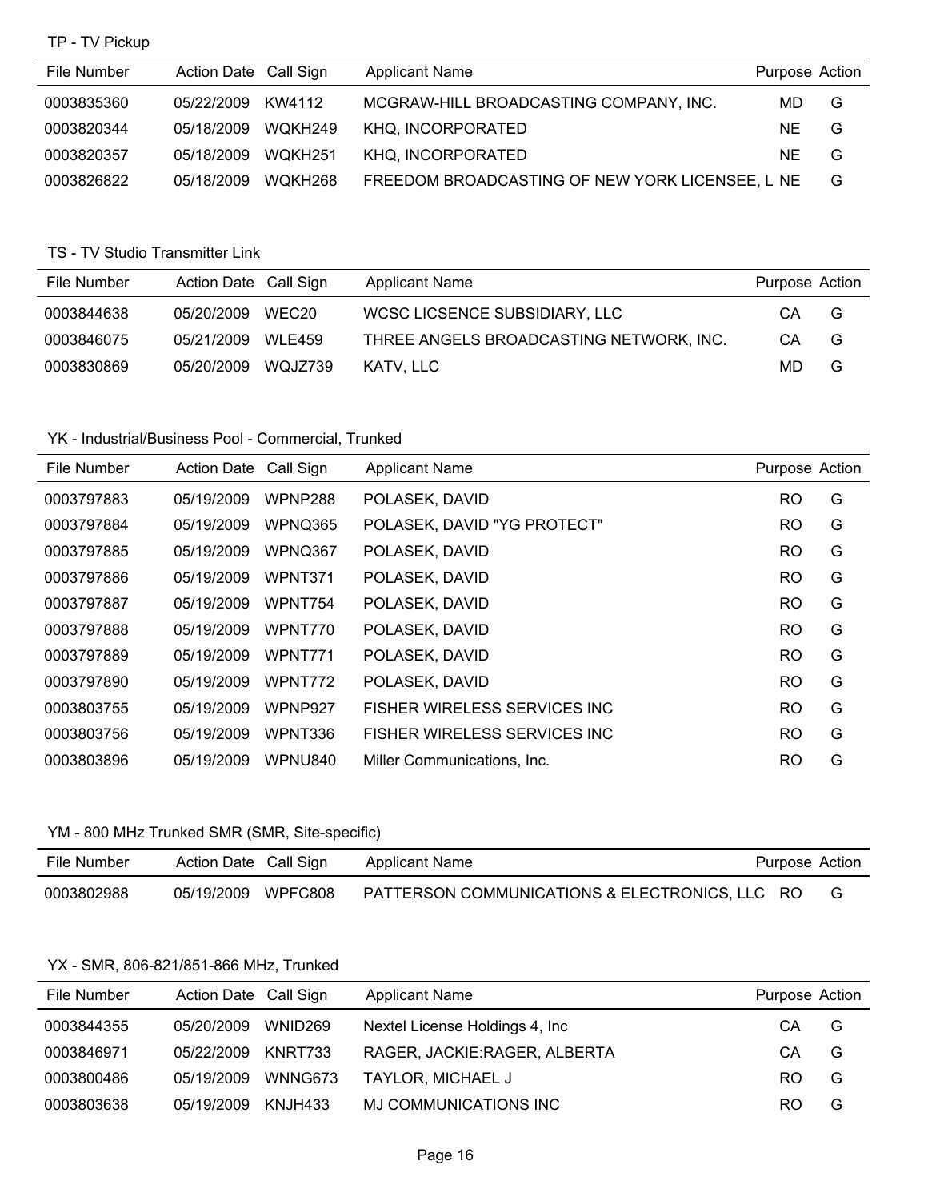TP - TV Pickup

| File Number | Action Date | Call Sign | Applicant Name | Purpose | Action |
|---|---|---|---|---|---|
| 0003835360 | 05/22/2009 | KW4112 | MCGRAW-HILL BROADCASTING COMPANY, INC. | MD | G |
| 0003820344 | 05/18/2009 | WQKH249 | KHQ, INCORPORATED | NE | G |
| 0003820357 | 05/18/2009 | WQKH251 | KHQ, INCORPORATED | NE | G |
| 0003826822 | 05/18/2009 | WQKH268 | FREEDOM BROADCASTING OF NEW YORK LICENSEE, L | NE | G |

TS - TV Studio Transmitter Link

| File Number | Action Date | Call Sign | Applicant Name | Purpose | Action |
|---|---|---|---|---|---|
| 0003844638 | 05/20/2009 | WEC20 | WCSC LICSENCE SUBSIDIARY, LLC | CA | G |
| 0003846075 | 05/21/2009 | WLE459 | THREE ANGELS BROADCASTING NETWORK, INC. | CA | G |
| 0003830869 | 05/20/2009 | WQJZ739 | KATV, LLC | MD | G |

YK - Industrial/Business Pool - Commercial, Trunked

| File Number | Action Date | Call Sign | Applicant Name | Purpose | Action |
|---|---|---|---|---|---|
| 0003797883 | 05/19/2009 | WPNP288 | POLASEK, DAVID | RO | G |
| 0003797884 | 05/19/2009 | WPNQ365 | POLASEK, DAVID "YG PROTECT" | RO | G |
| 0003797885 | 05/19/2009 | WPNQ367 | POLASEK, DAVID | RO | G |
| 0003797886 | 05/19/2009 | WPNT371 | POLASEK, DAVID | RO | G |
| 0003797887 | 05/19/2009 | WPNT754 | POLASEK, DAVID | RO | G |
| 0003797888 | 05/19/2009 | WPNT770 | POLASEK, DAVID | RO | G |
| 0003797889 | 05/19/2009 | WPNT771 | POLASEK, DAVID | RO | G |
| 0003797890 | 05/19/2009 | WPNT772 | POLASEK, DAVID | RO | G |
| 0003803755 | 05/19/2009 | WPNP927 | FISHER WIRELESS SERVICES INC | RO | G |
| 0003803756 | 05/19/2009 | WPNT336 | FISHER WIRELESS SERVICES INC | RO | G |
| 0003803896 | 05/19/2009 | WPNU840 | Miller Communications, Inc. | RO | G |

YM - 800 MHz Trunked SMR (SMR, Site-specific)

| File Number | Action Date | Call Sign | Applicant Name | Purpose | Action |
|---|---|---|---|---|---|
| 0003802988 | 05/19/2009 | WPFC808 | PATTERSON COMMUNICATIONS & ELECTRONICS, LLC | RO | G |

YX - SMR, 806-821/851-866 MHz, Trunked

| File Number | Action Date | Call Sign | Applicant Name | Purpose | Action |
|---|---|---|---|---|---|
| 0003844355 | 05/20/2009 | WNID269 | Nextel License Holdings 4, Inc | CA | G |
| 0003846971 | 05/22/2009 | KNRT733 | RAGER, JACKIE:RAGER, ALBERTA | CA | G |
| 0003800486 | 05/19/2009 | WNNG673 | TAYLOR, MICHAEL J | RO | G |
| 0003803638 | 05/19/2009 | KNJH433 | MJ COMMUNICATIONS INC | RO | G |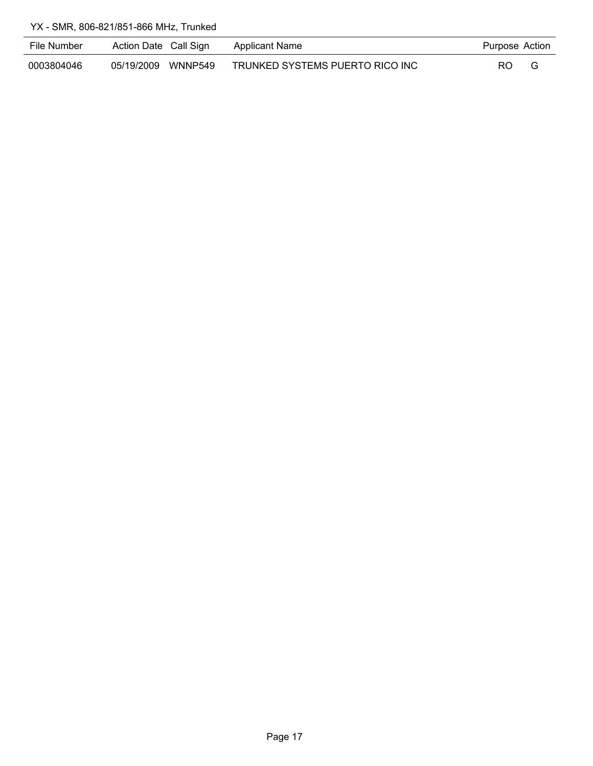YX - SMR, 806-821/851-866 MHz, Trunked

| File Number | Action Date | Call Sign | Applicant Name | Purpose | Action |
|---|---|---|---|---|---|
| 0003804046 | 05/19/2009 | WNNP549 | TRUNKED SYSTEMS PUERTO RICO INC | RO | G |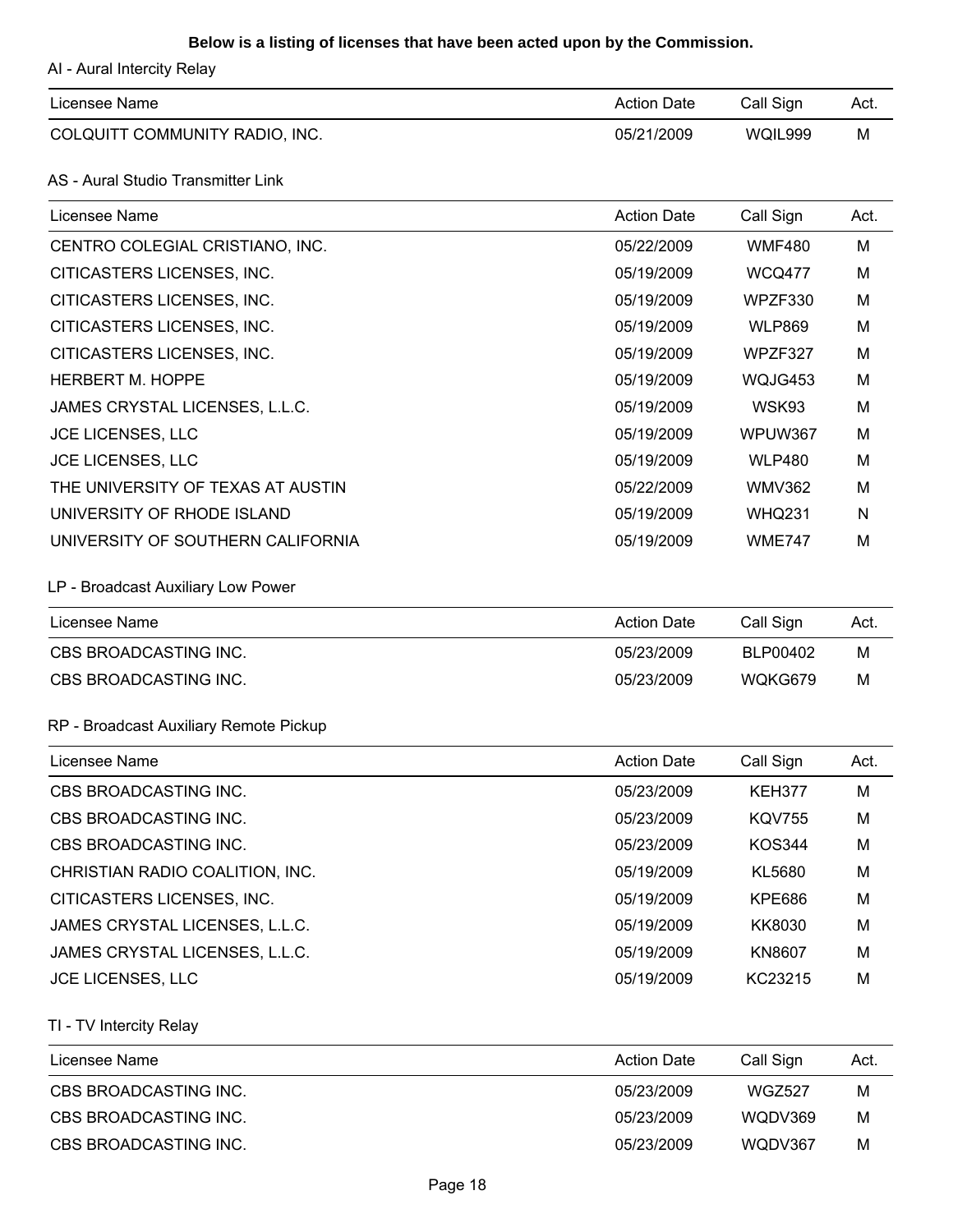**Below is a listing of licenses that have been acted upon by the Commission.**

AI - Aural Intercity Relay

| Licensee Name | Action Date | Call Sign | Act. |
|---|---|---|---|
| COLQUITT COMMUNITY RADIO, INC. | 05/21/2009 | WQIL999 | M |

AS - Aural Studio Transmitter Link

| Licensee Name | Action Date | Call Sign | Act. |
|---|---|---|---|
| CENTRO COLEGIAL CRISTIANO, INC. | 05/22/2009 | WMF480 | M |
| CITICASTERS LICENSES, INC. | 05/19/2009 | WCQ477 | M |
| CITICASTERS LICENSES, INC. | 05/19/2009 | WPZF330 | M |
| CITICASTERS LICENSES, INC. | 05/19/2009 | WLP869 | M |
| CITICASTERS LICENSES, INC. | 05/19/2009 | WPZF327 | M |
| HERBERT M. HOPPE | 05/19/2009 | WQJG453 | M |
| JAMES CRYSTAL LICENSES, L.L.C. | 05/19/2009 | WSK93 | M |
| JCE LICENSES, LLC | 05/19/2009 | WPUW367 | M |
| JCE LICENSES, LLC | 05/19/2009 | WLP480 | M |
| THE UNIVERSITY OF TEXAS AT AUSTIN | 05/22/2009 | WMV362 | M |
| UNIVERSITY OF RHODE ISLAND | 05/19/2009 | WHQ231 | N |
| UNIVERSITY OF SOUTHERN CALIFORNIA | 05/19/2009 | WME747 | M |

LP - Broadcast Auxiliary Low Power

| Licensee Name | Action Date | Call Sign | Act. |
|---|---|---|---|
| CBS BROADCASTING INC. | 05/23/2009 | BLP00402 | M |
| CBS BROADCASTING INC. | 05/23/2009 | WQKG679 | M |

RP - Broadcast Auxiliary Remote Pickup

| Licensee Name | Action Date | Call Sign | Act. |
|---|---|---|---|
| CBS BROADCASTING INC. | 05/23/2009 | KEH377 | M |
| CBS BROADCASTING INC. | 05/23/2009 | KQV755 | M |
| CBS BROADCASTING INC. | 05/23/2009 | KOS344 | M |
| CHRISTIAN RADIO COALITION, INC. | 05/19/2009 | KL5680 | M |
| CITICASTERS LICENSES, INC. | 05/19/2009 | KPE686 | M |
| JAMES CRYSTAL LICENSES, L.L.C. | 05/19/2009 | KK8030 | M |
| JAMES CRYSTAL LICENSES, L.L.C. | 05/19/2009 | KN8607 | M |
| JCE LICENSES, LLC | 05/19/2009 | KC23215 | M |

TI - TV Intercity Relay

| Licensee Name | Action Date | Call Sign | Act. |
|---|---|---|---|
| CBS BROADCASTING INC. | 05/23/2009 | WGZ527 | M |
| CBS BROADCASTING INC. | 05/23/2009 | WQDV369 | M |
| CBS BROADCASTING INC. | 05/23/2009 | WQDV367 | M |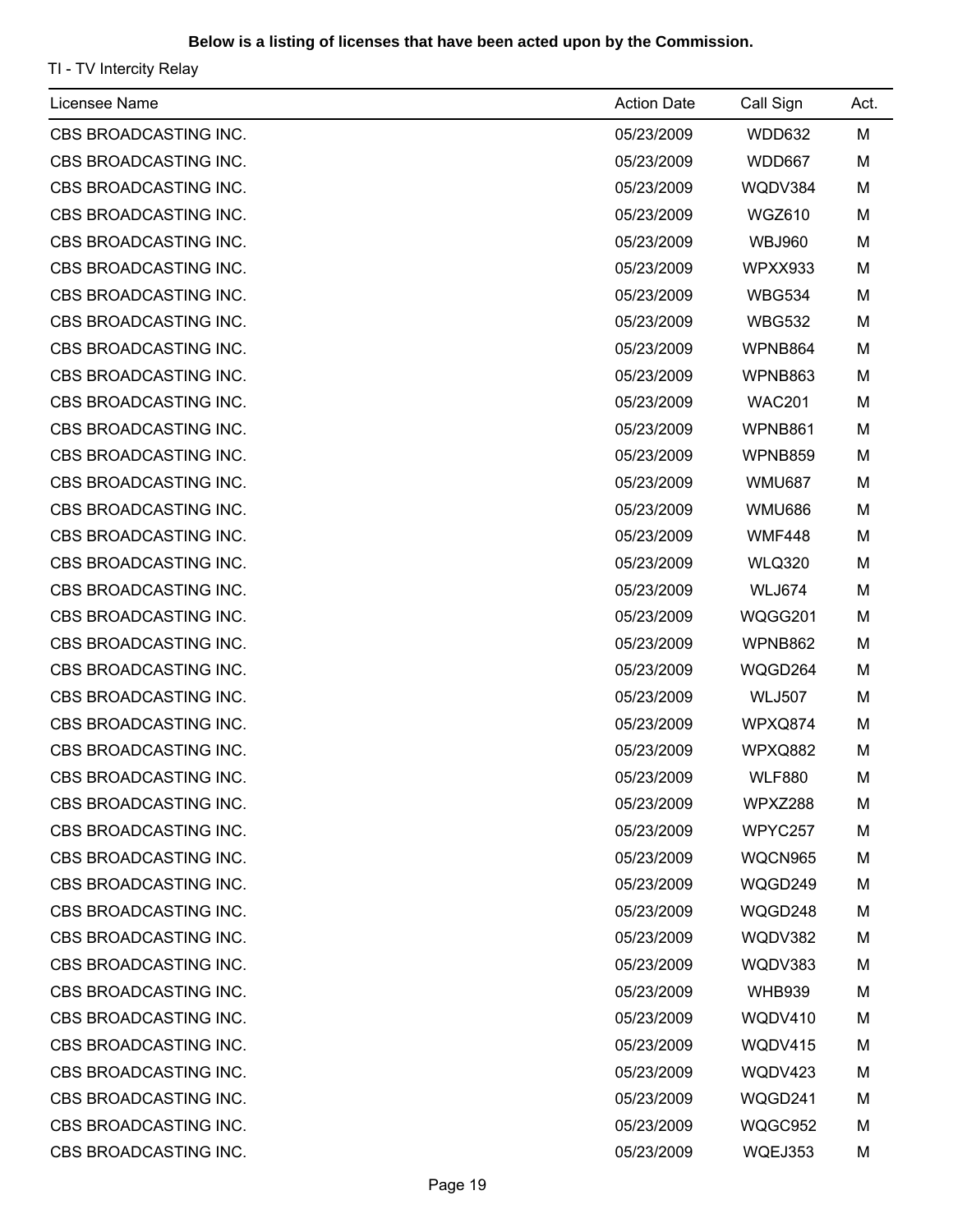**Below is a listing of licenses that have been acted upon by the Commission.**

TI - TV Intercity Relay

| Licensee Name | Action Date | Call Sign | Act. |
|---|---|---|---|
| CBS BROADCASTING INC. | 05/23/2009 | WDD632 | M |
| CBS BROADCASTING INC. | 05/23/2009 | WDD667 | M |
| CBS BROADCASTING INC. | 05/23/2009 | WQDV384 | M |
| CBS BROADCASTING INC. | 05/23/2009 | WGZ610 | M |
| CBS BROADCASTING INC. | 05/23/2009 | WBJ960 | M |
| CBS BROADCASTING INC. | 05/23/2009 | WPXX933 | M |
| CBS BROADCASTING INC. | 05/23/2009 | WBG534 | M |
| CBS BROADCASTING INC. | 05/23/2009 | WBG532 | M |
| CBS BROADCASTING INC. | 05/23/2009 | WPNB864 | M |
| CBS BROADCASTING INC. | 05/23/2009 | WPNB863 | M |
| CBS BROADCASTING INC. | 05/23/2009 | WAC201 | M |
| CBS BROADCASTING INC. | 05/23/2009 | WPNB861 | M |
| CBS BROADCASTING INC. | 05/23/2009 | WPNB859 | M |
| CBS BROADCASTING INC. | 05/23/2009 | WMU687 | M |
| CBS BROADCASTING INC. | 05/23/2009 | WMU686 | M |
| CBS BROADCASTING INC. | 05/23/2009 | WMF448 | M |
| CBS BROADCASTING INC. | 05/23/2009 | WLQ320 | M |
| CBS BROADCASTING INC. | 05/23/2009 | WLJ674 | M |
| CBS BROADCASTING INC. | 05/23/2009 | WQGG201 | M |
| CBS BROADCASTING INC. | 05/23/2009 | WPNB862 | M |
| CBS BROADCASTING INC. | 05/23/2009 | WQGD264 | M |
| CBS BROADCASTING INC. | 05/23/2009 | WLJ507 | M |
| CBS BROADCASTING INC. | 05/23/2009 | WPXQ874 | M |
| CBS BROADCASTING INC. | 05/23/2009 | WPXQ882 | M |
| CBS BROADCASTING INC. | 05/23/2009 | WLF880 | M |
| CBS BROADCASTING INC. | 05/23/2009 | WPXZ288 | M |
| CBS BROADCASTING INC. | 05/23/2009 | WPYC257 | M |
| CBS BROADCASTING INC. | 05/23/2009 | WQCN965 | M |
| CBS BROADCASTING INC. | 05/23/2009 | WQGD249 | M |
| CBS BROADCASTING INC. | 05/23/2009 | WQGD248 | M |
| CBS BROADCASTING INC. | 05/23/2009 | WQDV382 | M |
| CBS BROADCASTING INC. | 05/23/2009 | WQDV383 | M |
| CBS BROADCASTING INC. | 05/23/2009 | WHB939 | M |
| CBS BROADCASTING INC. | 05/23/2009 | WQDV410 | M |
| CBS BROADCASTING INC. | 05/23/2009 | WQDV415 | M |
| CBS BROADCASTING INC. | 05/23/2009 | WQDV423 | M |
| CBS BROADCASTING INC. | 05/23/2009 | WQGD241 | M |
| CBS BROADCASTING INC. | 05/23/2009 | WQGC952 | M |
| CBS BROADCASTING INC. | 05/23/2009 | WQEJ353 | M |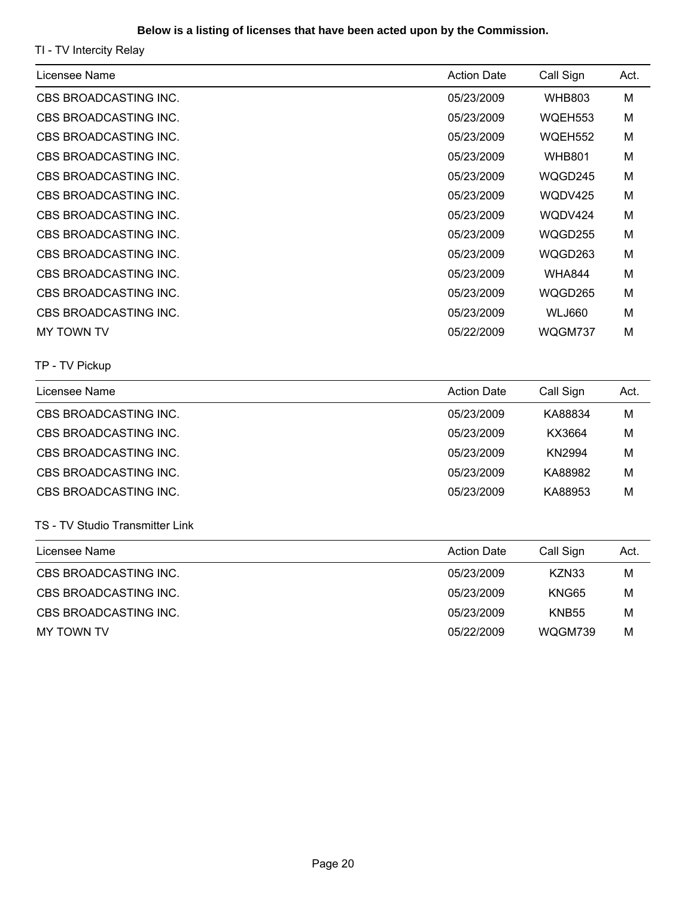**Below is a listing of licenses that have been acted upon by the Commission.**

TI - TV Intercity Relay

| Licensee Name | Action Date | Call Sign | Act. |
|---|---|---|---|
| CBS BROADCASTING INC. | 05/23/2009 | WHB803 | M |
| CBS BROADCASTING INC. | 05/23/2009 | WQEH553 | M |
| CBS BROADCASTING INC. | 05/23/2009 | WQEH552 | M |
| CBS BROADCASTING INC. | 05/23/2009 | WHB801 | M |
| CBS BROADCASTING INC. | 05/23/2009 | WQGD245 | M |
| CBS BROADCASTING INC. | 05/23/2009 | WQDV425 | M |
| CBS BROADCASTING INC. | 05/23/2009 | WQDV424 | M |
| CBS BROADCASTING INC. | 05/23/2009 | WQGD255 | M |
| CBS BROADCASTING INC. | 05/23/2009 | WQGD263 | M |
| CBS BROADCASTING INC. | 05/23/2009 | WHA844 | M |
| CBS BROADCASTING INC. | 05/23/2009 | WQGD265 | M |
| CBS BROADCASTING INC. | 05/23/2009 | WLJ660 | M |
| MY TOWN TV | 05/22/2009 | WQGM737 | M |

TP - TV Pickup

| Licensee Name | Action Date | Call Sign | Act. |
|---|---|---|---|
| CBS BROADCASTING INC. | 05/23/2009 | KA88834 | M |
| CBS BROADCASTING INC. | 05/23/2009 | KX3664 | M |
| CBS BROADCASTING INC. | 05/23/2009 | KN2994 | M |
| CBS BROADCASTING INC. | 05/23/2009 | KA88982 | M |
| CBS BROADCASTING INC. | 05/23/2009 | KA88953 | M |

TS - TV Studio Transmitter Link

| Licensee Name | Action Date | Call Sign | Act. |
|---|---|---|---|
| CBS BROADCASTING INC. | 05/23/2009 | KZN33 | M |
| CBS BROADCASTING INC. | 05/23/2009 | KNG65 | M |
| CBS BROADCASTING INC. | 05/23/2009 | KNB55 | M |
| MY TOWN TV | 05/22/2009 | WQGM739 | M |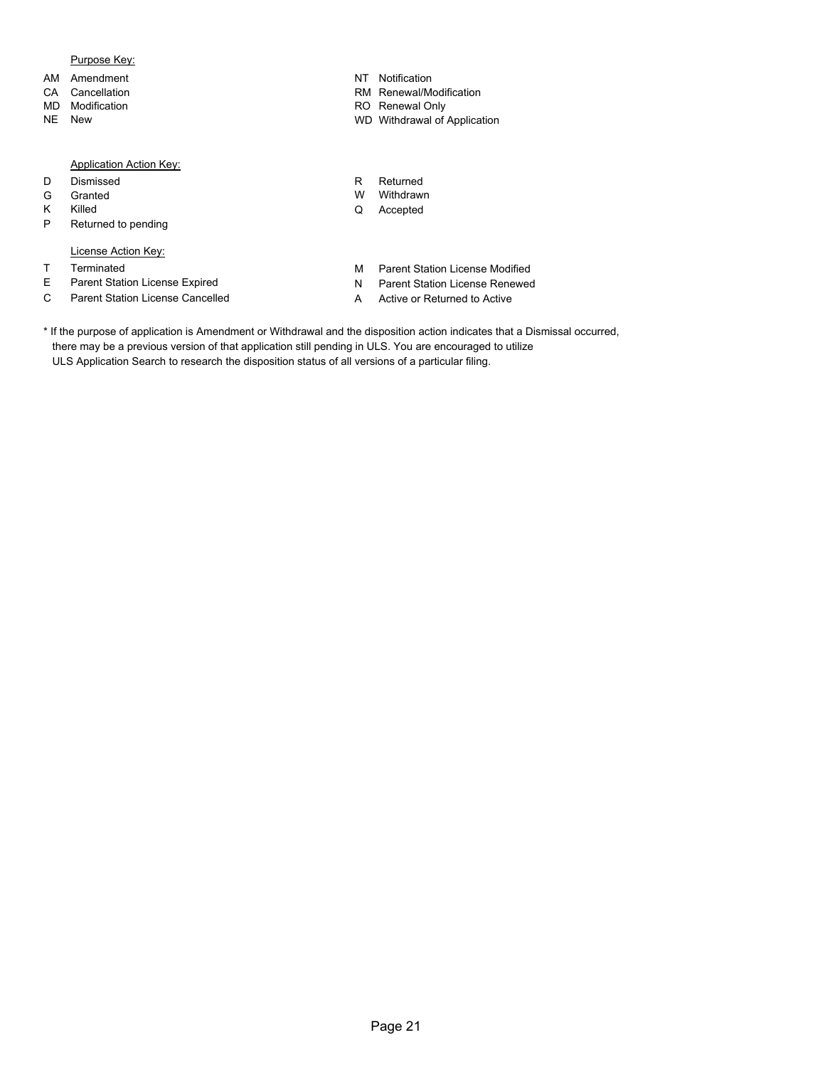Purpose Key:

AM Amendment
CA Cancellation
MD Modification
NE New
NT Notification
RM Renewal/Modification
RO Renewal Only
WD Withdrawal of Application

Application Action Key:

D Dismissed
G Granted
K Killed
P Returned to pending
R Returned
W Withdrawn
Q Accepted

License Action Key:

T Terminated
E Parent Station License Expired
C Parent Station License Cancelled
M Parent Station License Modified
N Parent Station License Renewed
A Active or Returned to Active

* If the purpose of application is Amendment or Withdrawal and the disposition action indicates that a Dismissal occurred, there may be a previous version of that application still pending in ULS. You are encouraged to utilize ULS Application Search to research the disposition status of all versions of a particular filing.